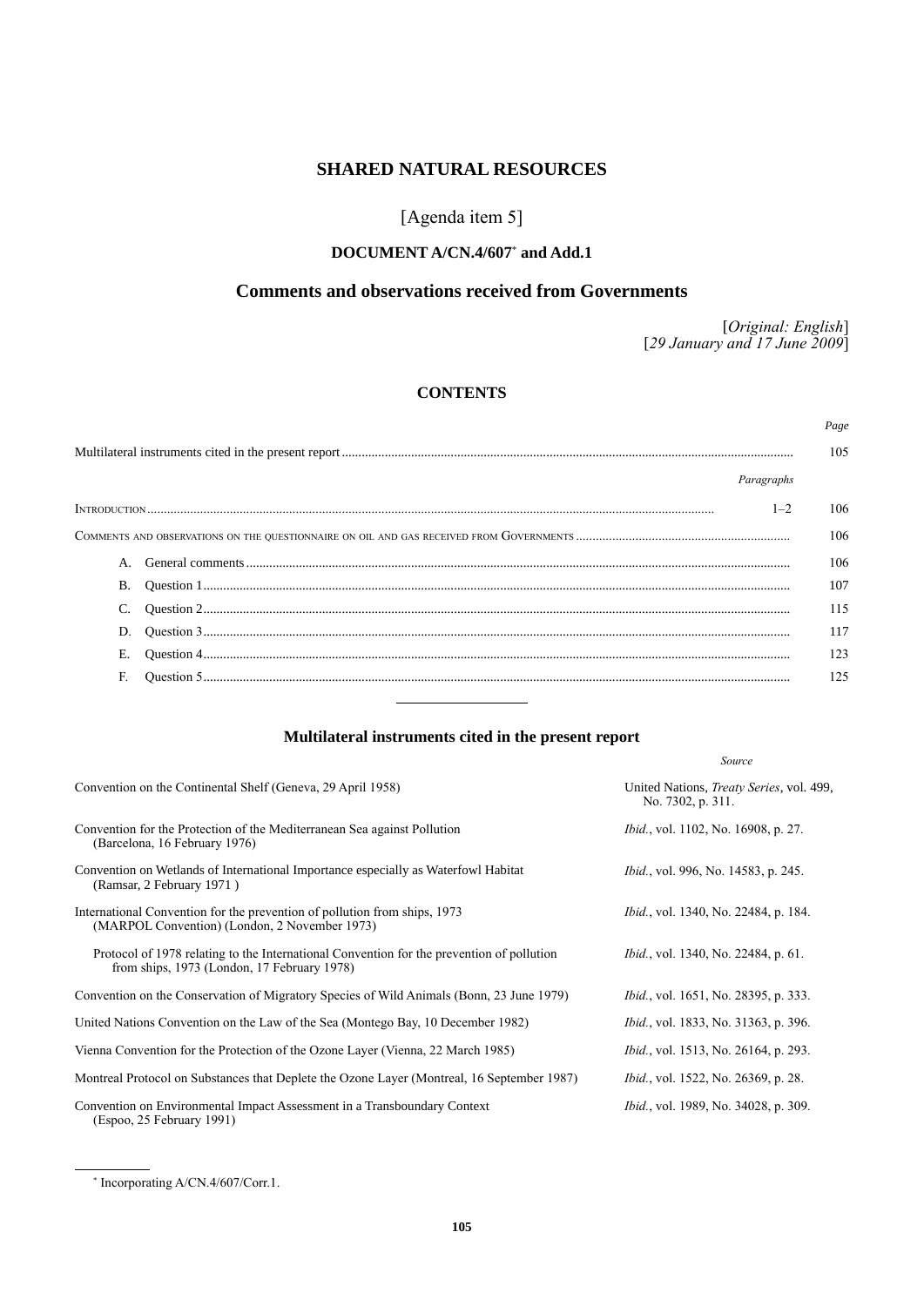# SHARED NATURAL RESOURCES

[Agenda item 5]

## DOCUMENT A/CN.4/607* and Add.1

## Comments and observations received from Governments

[*Original: English*]
[*29 January and 17 June 2009*]

### CONTENTS

| | | Paragraphs | Page |
|---|---|---|---|
| Multilateral instruments cited in the present report | | | 105 |
| INTRODUCTION | | 1–2 | 106 |
| COMMENTS AND OBSERVATIONS ON THE QUESTIONNAIRE ON OIL AND GAS RECEIVED FROM GOVERNMENTS | | | 106 |
| A. | General comments | | 106 |
| B. | Question 1 | | 107 |
| C. | Question 2 | | 115 |
| D. | Question 3 | | 117 |
| E. | Question 4 | | 123 |
| F. | Question 5 | | 125 |

### Multilateral instruments cited in the present report

| | *Source* |
|---|---|
| Convention on the Continental Shelf (Geneva, 29 April 1958) | United Nations, *Treaty Series*, vol. 499, No. 7302, p. 311. |
| Convention for the Protection of the Mediterranean Sea against Pollution (Barcelona, 16 February 1976) | *Ibid.*, vol. 1102, No. 16908, p. 27. |
| Convention on Wetlands of International Importance especially as Waterfowl Habitat (Ramsar, 2 February 1971 ) | *Ibid.*, vol. 996, No. 14583, p. 245. |
| International Convention for the prevention of pollution from ships, 1973 (MARPOL Convention) (London, 2 November 1973) | *Ibid.*, vol. 1340, No. 22484, p. 184. |
| Protocol of 1978 relating to the International Convention for the prevention of pollution from ships, 1973 (London, 17 February 1978) | *Ibid.*, vol. 1340, No. 22484, p. 61. |
| Convention on the Conservation of Migratory Species of Wild Animals (Bonn, 23 June 1979) | *Ibid.*, vol. 1651, No. 28395, p. 333. |
| United Nations Convention on the Law of the Sea (Montego Bay, 10 December 1982) | *Ibid.*, vol. 1833, No. 31363, p. 396. |
| Vienna Convention for the Protection of the Ozone Layer (Vienna, 22 March 1985) | *Ibid.*, vol. 1513, No. 26164, p. 293. |
| Montreal Protocol on Substances that Deplete the Ozone Layer (Montreal, 16 September 1987) | *Ibid.*, vol. 1522, No. 26369, p. 28. |
| Convention on Environmental Impact Assessment in a Transboundary Context (Espoo, 25 February 1991) | *Ibid.*, vol. 1989, No. 34028, p. 309. |

---

\* Incorporating A/CN.4/607/Corr.1.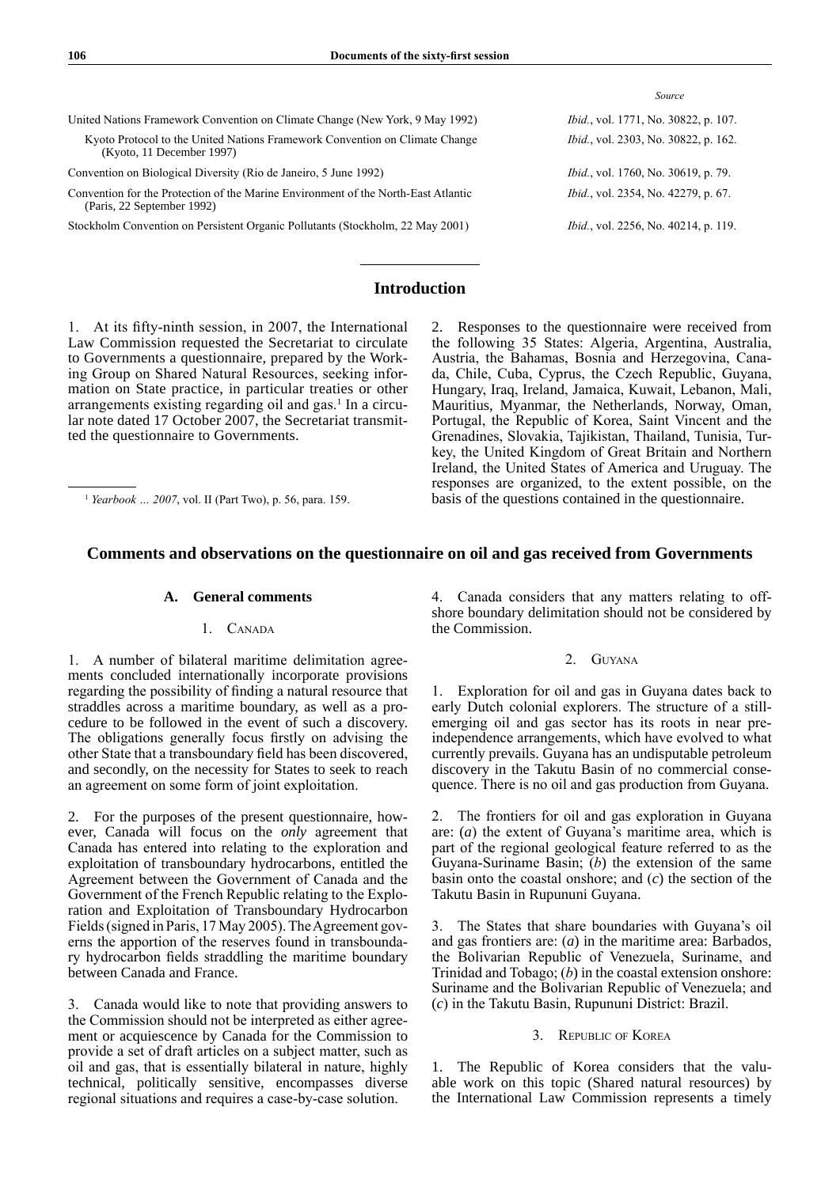| | *Source* |
|---|---|
| United Nations Framework Convention on Climate Change (New York, 9 May 1992) | *Ibid.*, vol. 1771, No. 30822, p. 107. |
| Kyoto Protocol to the United Nations Framework Convention on Climate Change (Kyoto, 11 December 1997) | *Ibid.*, vol. 2303, No. 30822, p. 162. |
| Convention on Biological Diversity (Rio de Janeiro, 5 June 1992) | *Ibid.*, vol. 1760, No. 30619, p. 79. |
| Convention for the Protection of the Marine Environment of the North-East Atlantic (Paris, 22 September 1992) | *Ibid.*, vol. 2354, No. 42279, p. 67. |
| Stockholm Convention on Persistent Organic Pollutants (Stockholm, 22 May 2001) | *Ibid.*, vol. 2256, No. 40214, p. 119. |

## Introduction

1. At its fifty-ninth session, in 2007, the International Law Commission requested the Secretariat to circulate to Governments a questionnaire, prepared by the Working Group on Shared Natural Resources, seeking information on State practice, in particular treaties or other arrangements existing regarding oil and gas.[1] In a circular note dated 17 October 2007, the Secretariat transmitted the questionnaire to Governments.

[1] *Yearbook … 2007*, vol. II (Part Two), p. 56, para. 159.

2. Responses to the questionnaire were received from the following 35 States: Algeria, Argentina, Australia, Austria, the Bahamas, Bosnia and Herzegovina, Canada, Chile, Cuba, Cyprus, the Czech Republic, Guyana, Hungary, Iraq, Ireland, Jamaica, Kuwait, Lebanon, Mali, Mauritius, Myanmar, the Netherlands, Norway, Oman, Portugal, the Republic of Korea, Saint Vincent and the Grenadines, Slovakia, Tajikistan, Thailand, Tunisia, Turkey, the United Kingdom of Great Britain and Northern Ireland, the United States of America and Uruguay. The responses are organized, to the extent possible, on the basis of the questions contained in the questionnaire.

## Comments and observations on the questionnaire on oil and gas received from Governments

### A. General comments

#### 1. Canada

1. A number of bilateral maritime delimitation agreements concluded internationally incorporate provisions regarding the possibility of finding a natural resource that straddles across a maritime boundary, as well as a procedure to be followed in the event of such a discovery. The obligations generally focus firstly on advising the other State that a transboundary field has been discovered, and secondly, on the necessity for States to seek to reach an agreement on some form of joint exploitation.

2. For the purposes of the present questionnaire, however, Canada will focus on the *only* agreement that Canada has entered into relating to the exploration and exploitation of transboundary hydrocarbons, entitled the Agreement between the Government of Canada and the Government of the French Republic relating to the Exploration and Exploitation of Transboundary Hydrocarbon Fields (signed in Paris, 17 May 2005). The Agreement governs the apportion of the reserves found in transboundary hydrocarbon fields straddling the maritime boundary between Canada and France.

3. Canada would like to note that providing answers to the Commission should not be interpreted as either agreement or acquiescence by Canada for the Commission to provide a set of draft articles on a subject matter, such as oil and gas, that is essentially bilateral in nature, highly technical, politically sensitive, encompasses diverse regional situations and requires a case-by-case solution.

4. Canada considers that any matters relating to offshore boundary delimitation should not be considered by the Commission.

#### 2. Guyana

1. Exploration for oil and gas in Guyana dates back to early Dutch colonial explorers. The structure of a still-emerging oil and gas sector has its roots in near pre-independence arrangements, which have evolved to what currently prevails. Guyana has an undisputable petroleum discovery in the Takutu Basin of no commercial consequence. There is no oil and gas production from Guyana.

2. The frontiers for oil and gas exploration in Guyana are: (*a*) the extent of Guyana's maritime area, which is part of the regional geological feature referred to as the Guyana-Suriname Basin; (*b*) the extension of the same basin onto the coastal onshore; and (*c*) the section of the Takutu Basin in Rupununi Guyana.

3. The States that share boundaries with Guyana's oil and gas frontiers are: (*a*) in the maritime area: Barbados, the Bolivarian Republic of Venezuela, Suriname, and Trinidad and Tobago; (*b*) in the coastal extension onshore: Suriname and the Bolivarian Republic of Venezuela; and (*c*) in the Takutu Basin, Rupununi District: Brazil.

#### 3. Republic of Korea

1. The Republic of Korea considers that the valuable work on this topic (Shared natural resources) by the International Law Commission represents a timely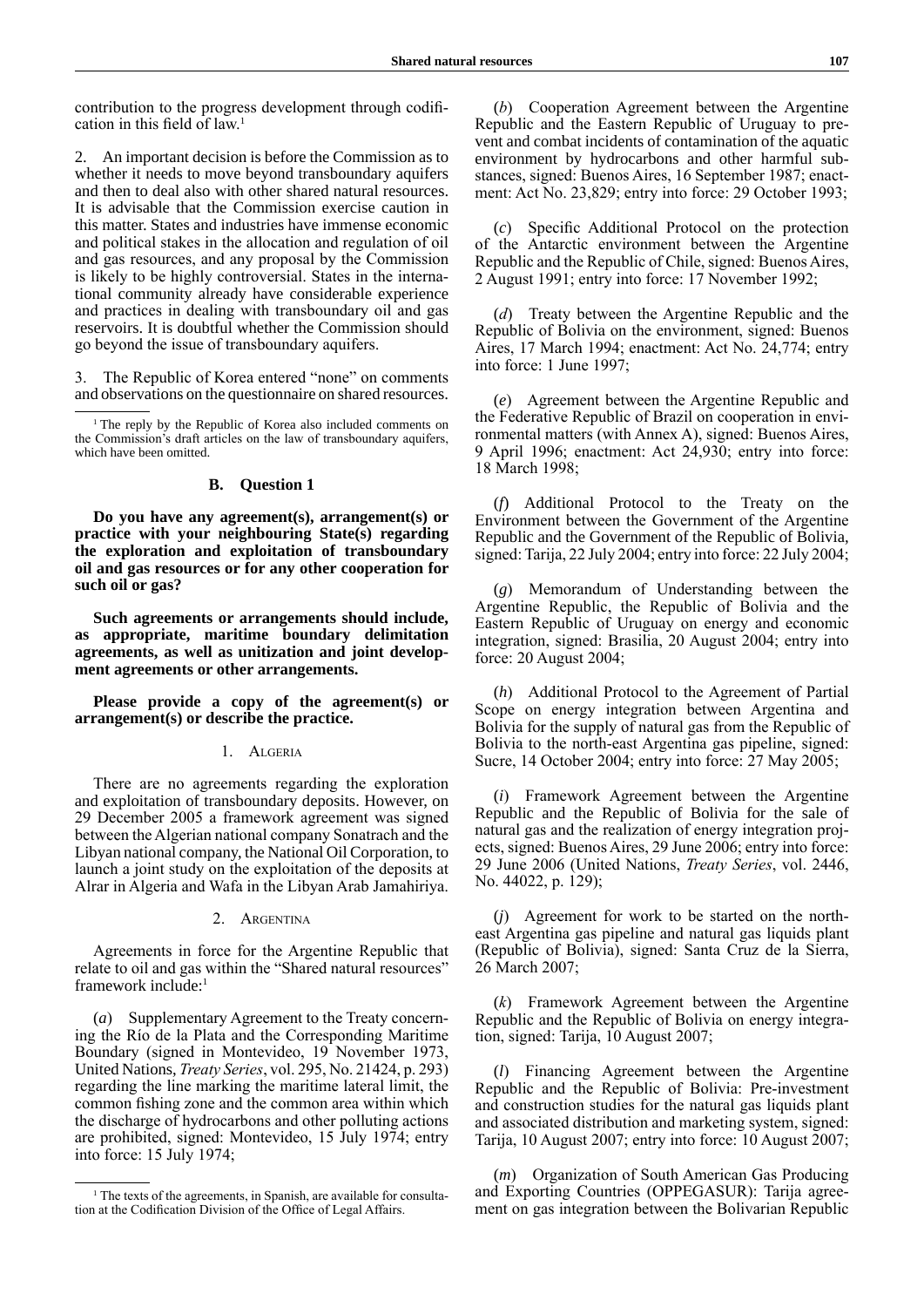contribution to the progress development through codification in this field of law.[1]

2. An important decision is before the Commission as to whether it needs to move beyond transboundary aquifers and then to deal also with other shared natural resources. It is advisable that the Commission exercise caution in this matter. States and industries have immense economic and political stakes in the allocation and regulation of oil and gas resources, and any proposal by the Commission is likely to be highly controversial. States in the international community already have considerable experience and practices in dealing with transboundary oil and gas reservoirs. It is doubtful whether the Commission should go beyond the issue of transboundary aquifers.

3. The Republic of Korea entered "none" on comments and observations on the questionnaire on shared resources.

[1] The reply by the Republic of Korea also included comments on the Commission's draft articles on the law of transboundary aquifers, which have been omitted.

## B. Question 1

**Do you have any agreement(s), arrangement(s) or practice with your neighbouring State(s) regarding the exploration and exploitation of transboundary oil and gas resources or for any other cooperation for such oil or gas?**

**Such agreements or arrangements should include, as appropriate, maritime boundary delimitation agreements, as well as unitization and joint development agreements or other arrangements.**

**Please provide a copy of the agreement(s) or arrangement(s) or describe the practice.**

### 1. Algeria

There are no agreements regarding the exploration and exploitation of transboundary deposits. However, on 29 December 2005 a framework agreement was signed between the Algerian national company Sonatrach and the Libyan national company, the National Oil Corporation, to launch a joint study on the exploitation of the deposits at Alrar in Algeria and Wafa in the Libyan Arab Jamahiriya.

### 2. Argentina

Agreements in force for the Argentine Republic that relate to oil and gas within the "Shared natural resources" framework include:[1]

(*a*) Supplementary Agreement to the Treaty concerning the Río de la Plata and the Corresponding Maritime Boundary (signed in Montevideo, 19 November 1973, United Nations, *Treaty Series*, vol. 295, No. 21424, p. 293) regarding the line marking the maritime lateral limit, the common fishing zone and the common area within which the discharge of hydrocarbons and other polluting actions are prohibited, signed: Montevideo, 15 July 1974; entry into force: 15 July 1974;

(*b*) Cooperation Agreement between the Argentine Republic and the Eastern Republic of Uruguay to prevent and combat incidents of contamination of the aquatic environment by hydrocarbons and other harmful substances, signed: Buenos Aires, 16 September 1987; enactment: Act No. 23,829; entry into force: 29 October 1993;

(*c*) Specific Additional Protocol on the protection of the Antarctic environment between the Argentine Republic and the Republic of Chile, signed: Buenos Aires, 2 August 1991; entry into force: 17 November 1992;

(*d*) Treaty between the Argentine Republic and the Republic of Bolivia on the environment, signed: Buenos Aires, 17 March 1994; enactment: Act No. 24,774; entry into force: 1 June 1997;

(*e*) Agreement between the Argentine Republic and the Federative Republic of Brazil on cooperation in environmental matters (with Annex A), signed: Buenos Aires, 9 April 1996; enactment: Act 24,930; entry into force: 18 March 1998;

(*f*) Additional Protocol to the Treaty on the Environment between the Government of the Argentine Republic and the Government of the Republic of Bolivia, signed: Tarija, 22 July 2004; entry into force: 22 July 2004;

(*g*) Memorandum of Understanding between the Argentine Republic, the Republic of Bolivia and the Eastern Republic of Uruguay on energy and economic integration, signed: Brasilia, 20 August 2004; entry into force: 20 August 2004;

(*h*) Additional Protocol to the Agreement of Partial Scope on energy integration between Argentina and Bolivia for the supply of natural gas from the Republic of Bolivia to the north-east Argentina gas pipeline, signed: Sucre, 14 October 2004; entry into force: 27 May 2005;

(*i*) Framework Agreement between the Argentine Republic and the Republic of Bolivia for the sale of natural gas and the realization of energy integration projects, signed: Buenos Aires, 29 June 2006; entry into force: 29 June 2006 (United Nations, *Treaty Series*, vol. 2446, No. 44022, p. 129);

(*j*) Agreement for work to be started on the north-east Argentina gas pipeline and natural gas liquids plant (Republic of Bolivia), signed: Santa Cruz de la Sierra, 26 March 2007;

(*k*) Framework Agreement between the Argentine Republic and the Republic of Bolivia on energy integration, signed: Tarija, 10 August 2007;

(*l*) Financing Agreement between the Argentine Republic and the Republic of Bolivia: Pre-investment and construction studies for the natural gas liquids plant and associated distribution and marketing system, signed: Tarija, 10 August 2007; entry into force: 10 August 2007;

(*m*) Organization of South American Gas Producing and Exporting Countries (OPPEGASUR): Tarija agreement on gas integration between the Bolivarian Republic

[1] The texts of the agreements, in Spanish, are available for consultation at the Codification Division of the Office of Legal Affairs.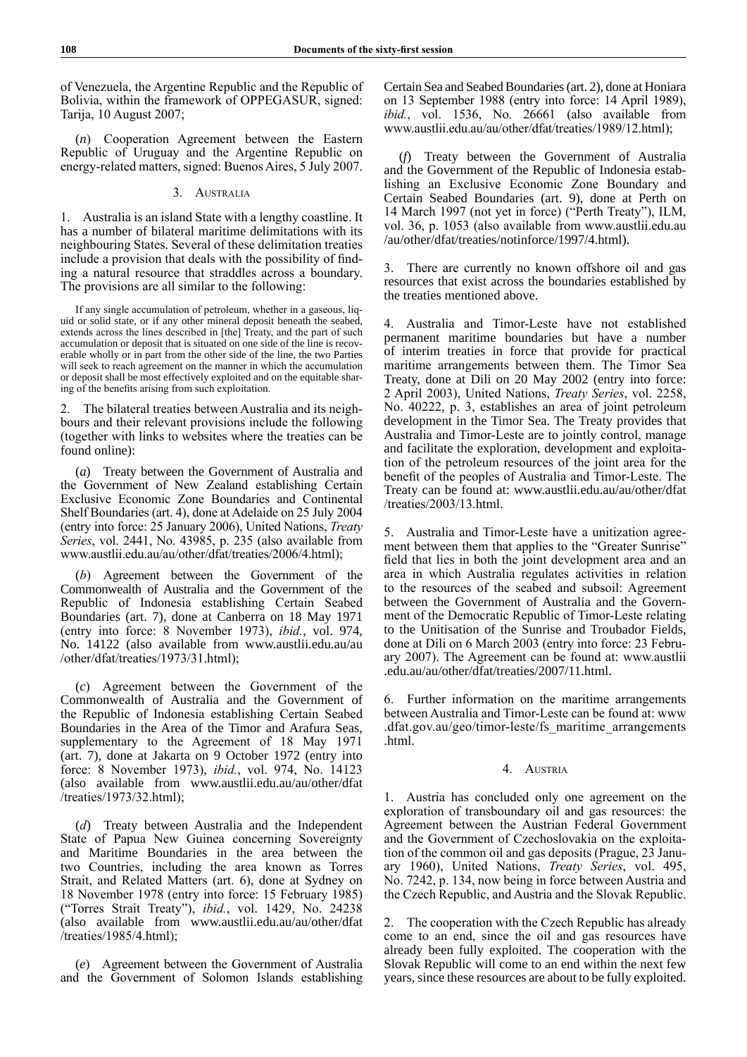of Venezuela, the Argentine Republic and the Republic of Bolivia, within the framework of OPPEGASUR, signed: Tarija, 10 August 2007;

(*n*) Cooperation Agreement between the Eastern Republic of Uruguay and the Argentine Republic on energy-related matters, signed: Buenos Aires, 5 July 2007.

### 3. Australia

1. Australia is an island State with a lengthy coastline. It has a number of bilateral maritime delimitations with its neighbouring States. Several of these delimitation treaties include a provision that deals with the possibility of finding a natural resource that straddles across a boundary. The provisions are all similar to the following:

> If any single accumulation of petroleum, whether in a gaseous, liquid or solid state, or if any other mineral deposit beneath the seabed, extends across the lines described in [the] Treaty, and the part of such accumulation or deposit that is situated on one side of the line is recoverable wholly or in part from the other side of the line, the two Parties will seek to reach agreement on the manner in which the accumulation or deposit shall be most effectively exploited and on the equitable sharing of the benefits arising from such exploitation.

2. The bilateral treaties between Australia and its neighbours and their relevant provisions include the following (together with links to websites where the treaties can be found online):

(*a*) Treaty between the Government of Australia and the Government of New Zealand establishing Certain Exclusive Economic Zone Boundaries and Continental Shelf Boundaries (art. 4), done at Adelaide on 25 July 2004 (entry into force: 25 January 2006), United Nations, *Treaty Series*, vol. 2441, No. 43985, p. 235 (also available from www.austlii.edu.au/au/other/dfat/treaties/2006/4.html);

(*b*) Agreement between the Government of the Commonwealth of Australia and the Government of the Republic of Indonesia establishing Certain Seabed Boundaries (art. 7), done at Canberra on 18 May 1971 (entry into force: 8 November 1973), *ibid.*, vol. 974, No. 14122 (also available from www.austlii.edu.au/au/other/dfat/treaties/1973/31.html);

(*c*) Agreement between the Government of the Commonwealth of Australia and the Government of the Republic of Indonesia establishing Certain Seabed Boundaries in the Area of the Timor and Arafura Seas, supplementary to the Agreement of 18 May 1971 (art. 7), done at Jakarta on 9 October 1972 (entry into force: 8 November 1973), *ibid.*, vol. 974, No. 14123 (also available from www.austlii.edu.au/au/other/dfat/treaties/1973/32.html);

(*d*) Treaty between Australia and the Independent State of Papua New Guinea concerning Sovereignty and Maritime Boundaries in the area between the two Countries, including the area known as Torres Strait, and Related Matters (art. 6), done at Sydney on 18 November 1978 (entry into force: 15 February 1985) ("Torres Strait Treaty"), *ibid.*, vol. 1429, No. 24238 (also available from www.austlii.edu.au/au/other/dfat/treaties/1985/4.html);

(*e*) Agreement between the Government of Australia and the Government of Solomon Islands establishing Certain Sea and Seabed Boundaries (art. 2), done at Honiara on 13 September 1988 (entry into force: 14 April 1989), *ibid.*, vol. 1536, No. 26661 (also available from www.austlii.edu.au/au/other/dfat/treaties/1989/12.html);

(*f*) Treaty between the Government of Australia and the Government of the Republic of Indonesia establishing an Exclusive Economic Zone Boundary and Certain Seabed Boundaries (art. 9), done at Perth on 14 March 1997 (not yet in force) ("Perth Treaty"), ILM, vol. 36, p. 1053 (also available from www.austlii.edu.au/au/other/dfat/treaties/notinforce/1997/4.html).

3. There are currently no known offshore oil and gas resources that exist across the boundaries established by the treaties mentioned above.

4. Australia and Timor-Leste have not established permanent maritime boundaries but have a number of interim treaties in force that provide for practical maritime arrangements between them. The Timor Sea Treaty, done at Dili on 20 May 2002 (entry into force: 2 April 2003), United Nations, *Treaty Series*, vol. 2258, No. 40222, p. 3, establishes an area of joint petroleum development in the Timor Sea. The Treaty provides that Australia and Timor-Leste are to jointly control, manage and facilitate the exploration, development and exploitation of the petroleum resources of the joint area for the benefit of the peoples of Australia and Timor-Leste. The Treaty can be found at: www.austlii.edu.au/au/other/dfat/treaties/2003/13.html.

5. Australia and Timor-Leste have a unitization agreement between them that applies to the "Greater Sunrise" field that lies in both the joint development area and an area in which Australia regulates activities in relation to the resources of the seabed and subsoil: Agreement between the Government of Australia and the Government of the Democratic Republic of Timor-Leste relating to the Unitisation of the Sunrise and Troubador Fields, done at Dili on 6 March 2003 (entry into force: 23 February 2007). The Agreement can be found at: www.austlii.edu.au/au/other/dfat/treaties/2007/11.html.

6. Further information on the maritime arrangements between Australia and Timor-Leste can be found at: www.dfat.gov.au/geo/timor-leste/fs_maritime_arrangements.html.

### 4. Austria

1. Austria has concluded only one agreement on the exploration of transboundary oil and gas resources: the Agreement between the Austrian Federal Government and the Government of Czechoslovakia on the exploitation of the common oil and gas deposits (Prague, 23 January 1960), United Nations, *Treaty Series*, vol. 495, No. 7242, p. 134, now being in force between Austria and the Czech Republic, and Austria and the Slovak Republic.

2. The cooperation with the Czech Republic has already come to an end, since the oil and gas resources have already been fully exploited. The cooperation with the Slovak Republic will come to an end within the next few years, since these resources are about to be fully exploited.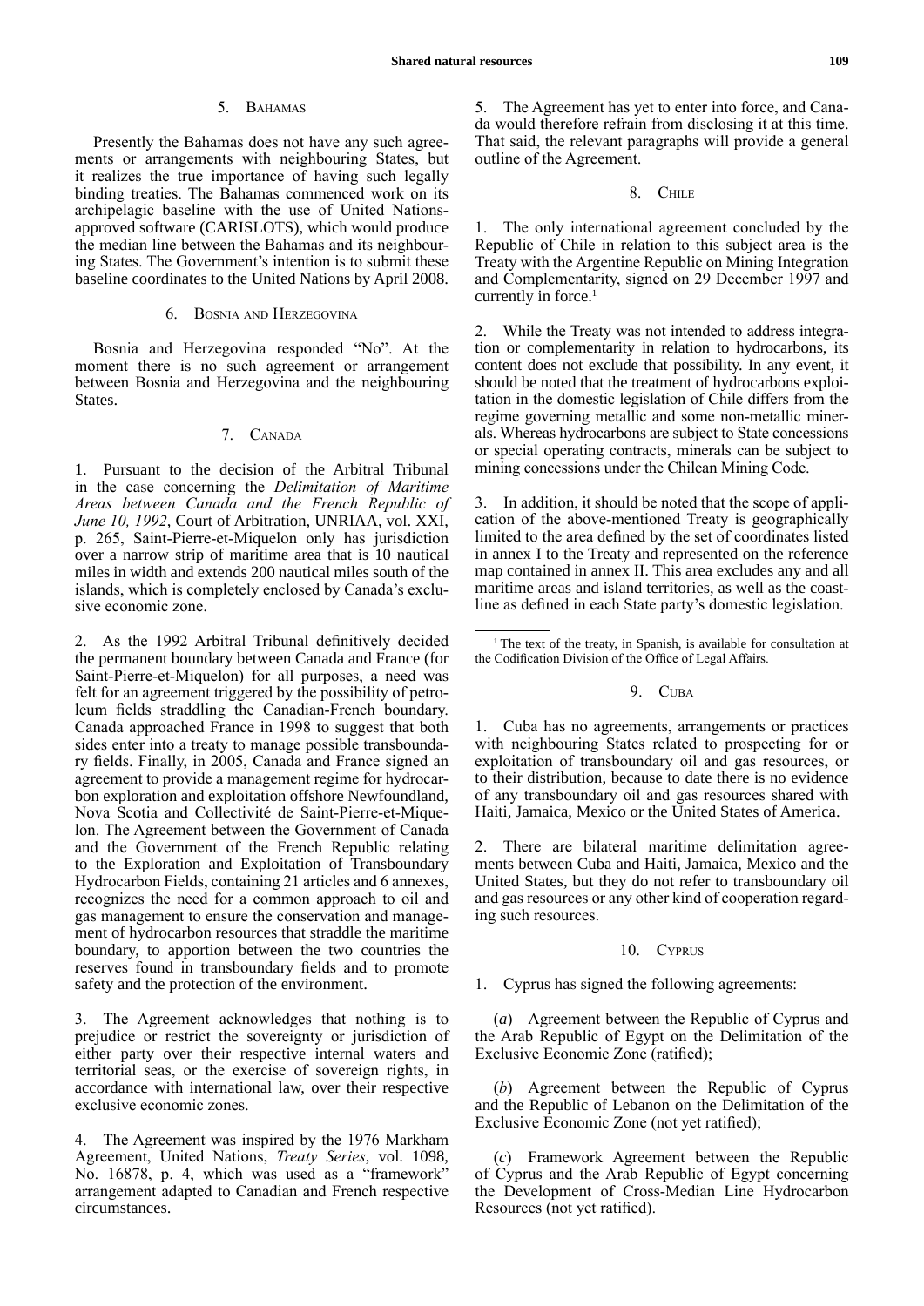### 5. Bahamas

Presently the Bahamas does not have any such agreements or arrangements with neighbouring States, but it realizes the true importance of having such legally binding treaties. The Bahamas commenced work on its archipelagic baseline with the use of United Nations-approved software (CARISLOTS), which would produce the median line between the Bahamas and its neighbouring States. The Government's intention is to submit these baseline coordinates to the United Nations by April 2008.

### 6. Bosnia and Herzegovina

Bosnia and Herzegovina responded "No". At the moment there is no such agreement or arrangement between Bosnia and Herzegovina and the neighbouring States.

### 7. Canada

1. Pursuant to the decision of the Arbitral Tribunal in the case concerning the *Delimitation of Maritime Areas between Canada and the French Republic of June 10, 1992*, Court of Arbitration, UNRIAA, vol. XXI, p. 265, Saint-Pierre-et-Miquelon only has jurisdiction over a narrow strip of maritime area that is 10 nautical miles in width and extends 200 nautical miles south of the islands, which is completely enclosed by Canada's exclusive economic zone.

2. As the 1992 Arbitral Tribunal definitively decided the permanent boundary between Canada and France (for Saint-Pierre-et-Miquelon) for all purposes, a need was felt for an agreement triggered by the possibility of petroleum fields straddling the Canadian-French boundary. Canada approached France in 1998 to suggest that both sides enter into a treaty to manage possible transboundary fields. Finally, in 2005, Canada and France signed an agreement to provide a management regime for hydrocarbon exploration and exploitation offshore Newfoundland, Nova Scotia and Collectivité de Saint-Pierre-et-Miquelon. The Agreement between the Government of Canada and the Government of the French Republic relating to the Exploration and Exploitation of Transboundary Hydrocarbon Fields, containing 21 articles and 6 annexes, recognizes the need for a common approach to oil and gas management to ensure the conservation and management of hydrocarbon resources that straddle the maritime boundary, to apportion between the two countries the reserves found in transboundary fields and to promote safety and the protection of the environment.

3. The Agreement acknowledges that nothing is to prejudice or restrict the sovereignty or jurisdiction of either party over their respective internal waters and territorial seas, or the exercise of sovereign rights, in accordance with international law, over their respective exclusive economic zones.

4. The Agreement was inspired by the 1976 Markham Agreement, United Nations, *Treaty Series*, vol. 1098, No. 16878, p. 4, which was used as a "framework" arrangement adapted to Canadian and French respective circumstances.

5. The Agreement has yet to enter into force, and Canada would therefore refrain from disclosing it at this time. That said, the relevant paragraphs will provide a general outline of the Agreement.

### 8. Chile

1. The only international agreement concluded by the Republic of Chile in relation to this subject area is the Treaty with the Argentine Republic on Mining Integration and Complementarity, signed on 29 December 1997 and currently in force.[1]

2. While the Treaty was not intended to address integration or complementarity in relation to hydrocarbons, its content does not exclude that possibility. In any event, it should be noted that the treatment of hydrocarbons exploitation in the domestic legislation of Chile differs from the regime governing metallic and some non-metallic minerals. Whereas hydrocarbons are subject to State concessions or special operating contracts, minerals can be subject to mining concessions under the Chilean Mining Code.

3. In addition, it should be noted that the scope of application of the above-mentioned Treaty is geographically limited to the area defined by the set of coordinates listed in annex I to the Treaty and represented on the reference map contained in annex II. This area excludes any and all maritime areas and island territories, as well as the coastline as defined in each State party's domestic legislation.

[1] The text of the treaty, in Spanish, is available for consultation at the Codification Division of the Office of Legal Affairs.

### 9. Cuba

1. Cuba has no agreements, arrangements or practices with neighbouring States related to prospecting for or exploitation of transboundary oil and gas resources, or to their distribution, because to date there is no evidence of any transboundary oil and gas resources shared with Haiti, Jamaica, Mexico or the United States of America.

2. There are bilateral maritime delimitation agreements between Cuba and Haiti, Jamaica, Mexico and the United States, but they do not refer to transboundary oil and gas resources or any other kind of cooperation regarding such resources.

### 10. Cyprus

1. Cyprus has signed the following agreements:

(*a*) Agreement between the Republic of Cyprus and the Arab Republic of Egypt on the Delimitation of the Exclusive Economic Zone (ratified);

(*b*) Agreement between the Republic of Cyprus and the Republic of Lebanon on the Delimitation of the Exclusive Economic Zone (not yet ratified);

(*c*) Framework Agreement between the Republic of Cyprus and the Arab Republic of Egypt concerning the Development of Cross-Median Line Hydrocarbon Resources (not yet ratified).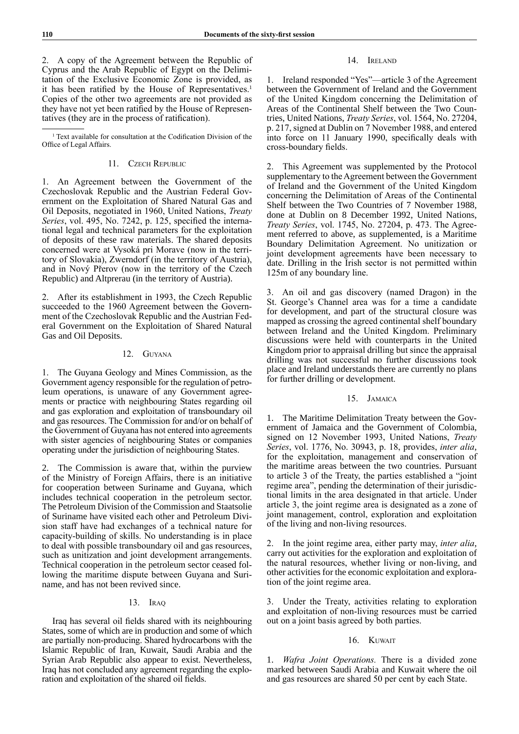2. A copy of the Agreement between the Republic of Cyprus and the Arab Republic of Egypt on the Delimitation of the Exclusive Economic Zone is provided, as it has been ratified by the House of Representatives.[1] Copies of the other two agreements are not provided as they have not yet been ratified by the House of Representatives (they are in the process of ratification).

[1] Text available for consultation at the Codification Division of the Office of Legal Affairs.

### 11. Czech Republic

1. An Agreement between the Government of the Czechoslovak Republic and the Austrian Federal Government on the Exploitation of Shared Natural Gas and Oil Deposits, negotiated in 1960, United Nations, *Treaty Series*, vol. 495, No. 7242, p. 125, specified the international legal and technical parameters for the exploitation of deposits of these raw materials. The shared deposits concerned were at Vysoká pri Morave (now in the territory of Slovakia), Zwerndorf (in the territory of Austria), and in Nový Přerov (now in the territory of the Czech Republic) and Altprerau (in the territory of Austria).

2. After its establishment in 1993, the Czech Republic succeeded to the 1960 Agreement between the Government of the Czechoslovak Republic and the Austrian Federal Government on the Exploitation of Shared Natural Gas and Oil Deposits.

### 12. Guyana

1. The Guyana Geology and Mines Commission, as the Government agency responsible for the regulation of petroleum operations, is unaware of any Government agreements or practice with neighbouring States regarding oil and gas exploration and exploitation of transboundary oil and gas resources. The Commission for and/or on behalf of the Government of Guyana has not entered into agreements with sister agencies of neighbouring States or companies operating under the jurisdiction of neighbouring States.

2. The Commission is aware that, within the purview of the Ministry of Foreign Affairs, there is an initiative for cooperation between Suriname and Guyana, which includes technical cooperation in the petroleum sector. The Petroleum Division of the Commission and Staatsolie of Suriname have visited each other and Petroleum Division staff have had exchanges of a technical nature for capacity-building of skills. No understanding is in place to deal with possible transboundary oil and gas resources, such as unitization and joint development arrangements. Technical cooperation in the petroleum sector ceased following the maritime dispute between Guyana and Suriname, and has not been revived since.

### 13. Iraq

Iraq has several oil fields shared with its neighbouring States, some of which are in production and some of which are partially non-producing. Shared hydrocarbons with the Islamic Republic of Iran, Kuwait, Saudi Arabia and the Syrian Arab Republic also appear to exist. Nevertheless, Iraq has not concluded any agreement regarding the exploration and exploitation of the shared oil fields.

### 14. Ireland

1. Ireland responded "Yes"—article 3 of the Agreement between the Government of Ireland and the Government of the United Kingdom concerning the Delimitation of Areas of the Continental Shelf between the Two Countries, United Nations, *Treaty Series*, vol. 1564, No. 27204, p. 217, signed at Dublin on 7 November 1988, and entered into force on 11 January 1990, specifically deals with cross-boundary fields.

2. This Agreement was supplemented by the Protocol supplementary to the Agreement between the Government of Ireland and the Government of the United Kingdom concerning the Delimitation of Areas of the Continental Shelf between the Two Countries of 7 November 1988, done at Dublin on 8 December 1992, United Nations, *Treaty Series*, vol. 1745, No. 27204, p. 473. The Agreement referred to above, as supplemented, is a Maritime Boundary Delimitation Agreement. No unitization or joint development agreements have been necessary to date. Drilling in the Irish sector is not permitted within 125m of any boundary line.

3. An oil and gas discovery (named Dragon) in the St. George's Channel area was for a time a candidate for development, and part of the structural closure was mapped as crossing the agreed continental shelf boundary between Ireland and the United Kingdom. Preliminary discussions were held with counterparts in the United Kingdom prior to appraisal drilling but since the appraisal drilling was not successful no further discussions took place and Ireland understands there are currently no plans for further drilling or development.

### 15. Jamaica

1. The Maritime Delimitation Treaty between the Government of Jamaica and the Government of Colombia, signed on 12 November 1993, United Nations, *Treaty Series*, vol. 1776, No. 30943, p. 18, provides, *inter alia*, for the exploitation, management and conservation of the maritime areas between the two countries. Pursuant to article 3 of the Treaty, the parties established a "joint regime area", pending the determination of their jurisdictional limits in the area designated in that article. Under article 3, the joint regime area is designated as a zone of joint management, control, exploration and exploitation of the living and non-living resources.

2. In the joint regime area, either party may, *inter alia*, carry out activities for the exploration and exploitation of the natural resources, whether living or non-living, and other activities for the economic exploitation and exploration of the joint regime area.

3. Under the Treaty, activities relating to exploration and exploitation of non-living resources must be carried out on a joint basis agreed by both parties.

### 16. Kuwait

1. *Wafra Joint Operations.* There is a divided zone marked between Saudi Arabia and Kuwait where the oil and gas resources are shared 50 per cent by each State.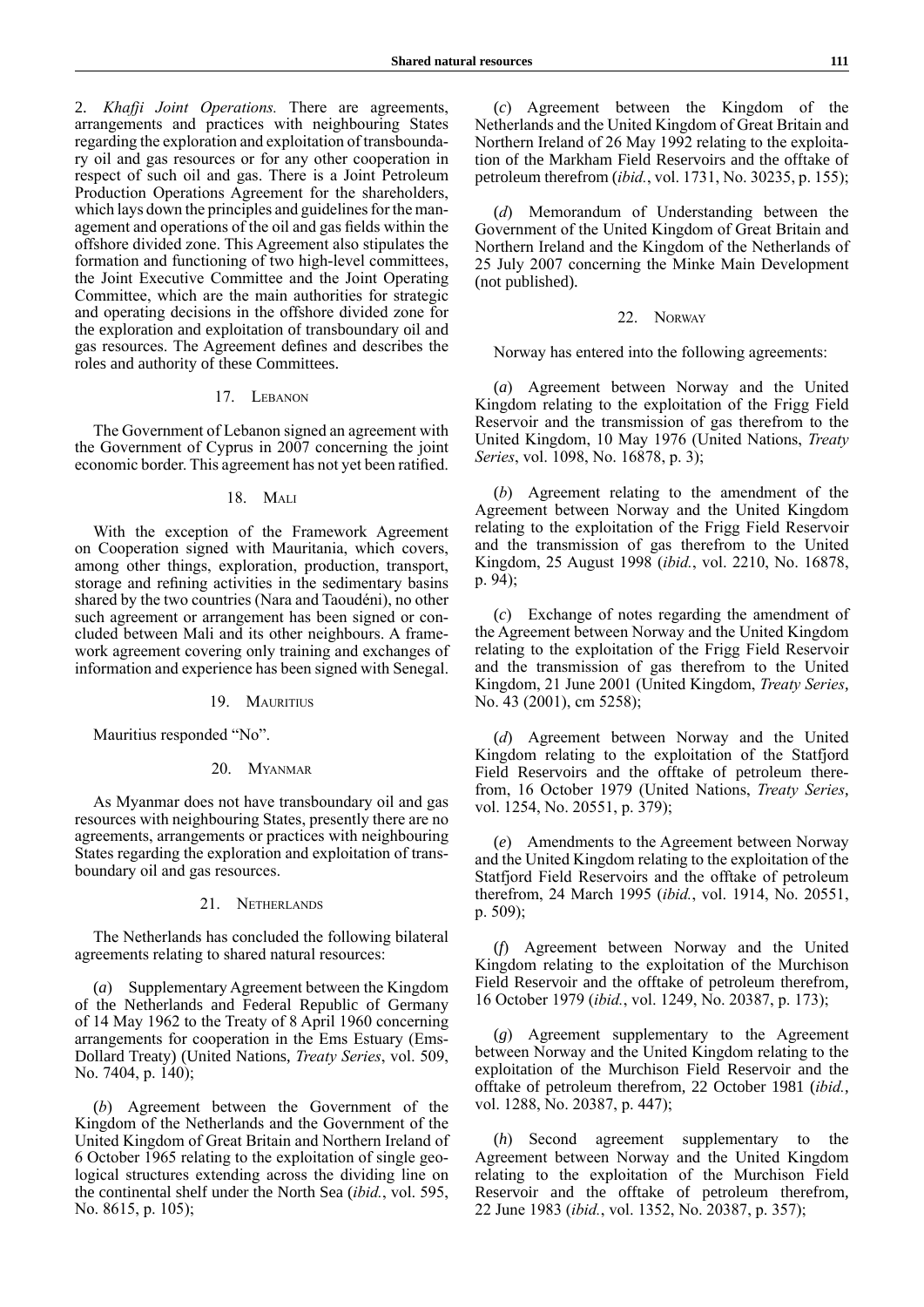2. *Khafji Joint Operations.* There are agreements, arrangements and practices with neighbouring States regarding the exploration and exploitation of transboundary oil and gas resources or for any other cooperation in respect of such oil and gas. There is a Joint Petroleum Production Operations Agreement for the shareholders, which lays down the principles and guidelines for the management and operations of the oil and gas fields within the offshore divided zone. This Agreement also stipulates the formation and functioning of two high-level committees, the Joint Executive Committee and the Joint Operating Committee, which are the main authorities for strategic and operating decisions in the offshore divided zone for the exploration and exploitation of transboundary oil and gas resources. The Agreement defines and describes the roles and authority of these Committees.

### 17. Lebanon

The Government of Lebanon signed an agreement with the Government of Cyprus in 2007 concerning the joint economic border. This agreement has not yet been ratified.

### 18. Mali

With the exception of the Framework Agreement on Cooperation signed with Mauritania, which covers, among other things, exploration, production, transport, storage and refining activities in the sedimentary basins shared by the two countries (Nara and Taoudéni), no other such agreement or arrangement has been signed or concluded between Mali and its other neighbours. A framework agreement covering only training and exchanges of information and experience has been signed with Senegal.

### 19. Mauritius

Mauritius responded "No".

### 20. Myanmar

As Myanmar does not have transboundary oil and gas resources with neighbouring States, presently there are no agreements, arrangements or practices with neighbouring States regarding the exploration and exploitation of transboundary oil and gas resources.

### 21. Netherlands

The Netherlands has concluded the following bilateral agreements relating to shared natural resources:

(*a*) Supplementary Agreement between the Kingdom of the Netherlands and Federal Republic of Germany of 14 May 1962 to the Treaty of 8 April 1960 concerning arrangements for cooperation in the Ems Estuary (Ems-Dollard Treaty) (United Nations, *Treaty Series*, vol. 509, No. 7404, p. 140);

(*b*) Agreement between the Government of the Kingdom of the Netherlands and the Government of the United Kingdom of Great Britain and Northern Ireland of 6 October 1965 relating to the exploitation of single geological structures extending across the dividing line on the continental shelf under the North Sea (*ibid.*, vol. 595, No. 8615, p. 105);

(*c*) Agreement between the Kingdom of the Netherlands and the United Kingdom of Great Britain and Northern Ireland of 26 May 1992 relating to the exploitation of the Markham Field Reservoirs and the offtake of petroleum therefrom (*ibid.*, vol. 1731, No. 30235, p. 155);

(*d*) Memorandum of Understanding between the Government of the United Kingdom of Great Britain and Northern Ireland and the Kingdom of the Netherlands of 25 July 2007 concerning the Minke Main Development (not published).

### 22. Norway

Norway has entered into the following agreements:

(*a*) Agreement between Norway and the United Kingdom relating to the exploitation of the Frigg Field Reservoir and the transmission of gas therefrom to the United Kingdom, 10 May 1976 (United Nations, *Treaty Series*, vol. 1098, No. 16878, p. 3);

(*b*) Agreement relating to the amendment of the Agreement between Norway and the United Kingdom relating to the exploitation of the Frigg Field Reservoir and the transmission of gas therefrom to the United Kingdom, 25 August 1998 (*ibid.*, vol. 2210, No. 16878, p. 94);

(*c*) Exchange of notes regarding the amendment of the Agreement between Norway and the United Kingdom relating to the exploitation of the Frigg Field Reservoir and the transmission of gas therefrom to the United Kingdom, 21 June 2001 (United Kingdom, *Treaty Series*, No. 43 (2001), cm 5258);

(*d*) Agreement between Norway and the United Kingdom relating to the exploitation of the Statfjord Field Reservoirs and the offtake of petroleum therefrom, 16 October 1979 (United Nations, *Treaty Series*, vol. 1254, No. 20551, p. 379);

(*e*) Amendments to the Agreement between Norway and the United Kingdom relating to the exploitation of the Statfjord Field Reservoirs and the offtake of petroleum therefrom, 24 March 1995 (*ibid.*, vol. 1914, No. 20551, p. 509);

(*f*) Agreement between Norway and the United Kingdom relating to the exploitation of the Murchison Field Reservoir and the offtake of petroleum therefrom, 16 October 1979 (*ibid.*, vol. 1249, No. 20387, p. 173);

(*g*) Agreement supplementary to the Agreement between Norway and the United Kingdom relating to the exploitation of the Murchison Field Reservoir and the offtake of petroleum therefrom, 22 October 1981 (*ibid.*, vol. 1288, No. 20387, p. 447);

(*h*) Second agreement supplementary to the Agreement between Norway and the United Kingdom relating to the exploitation of the Murchison Field Reservoir and the offtake of petroleum therefrom, 22 June 1983 (*ibid.*, vol. 1352, No. 20387, p. 357);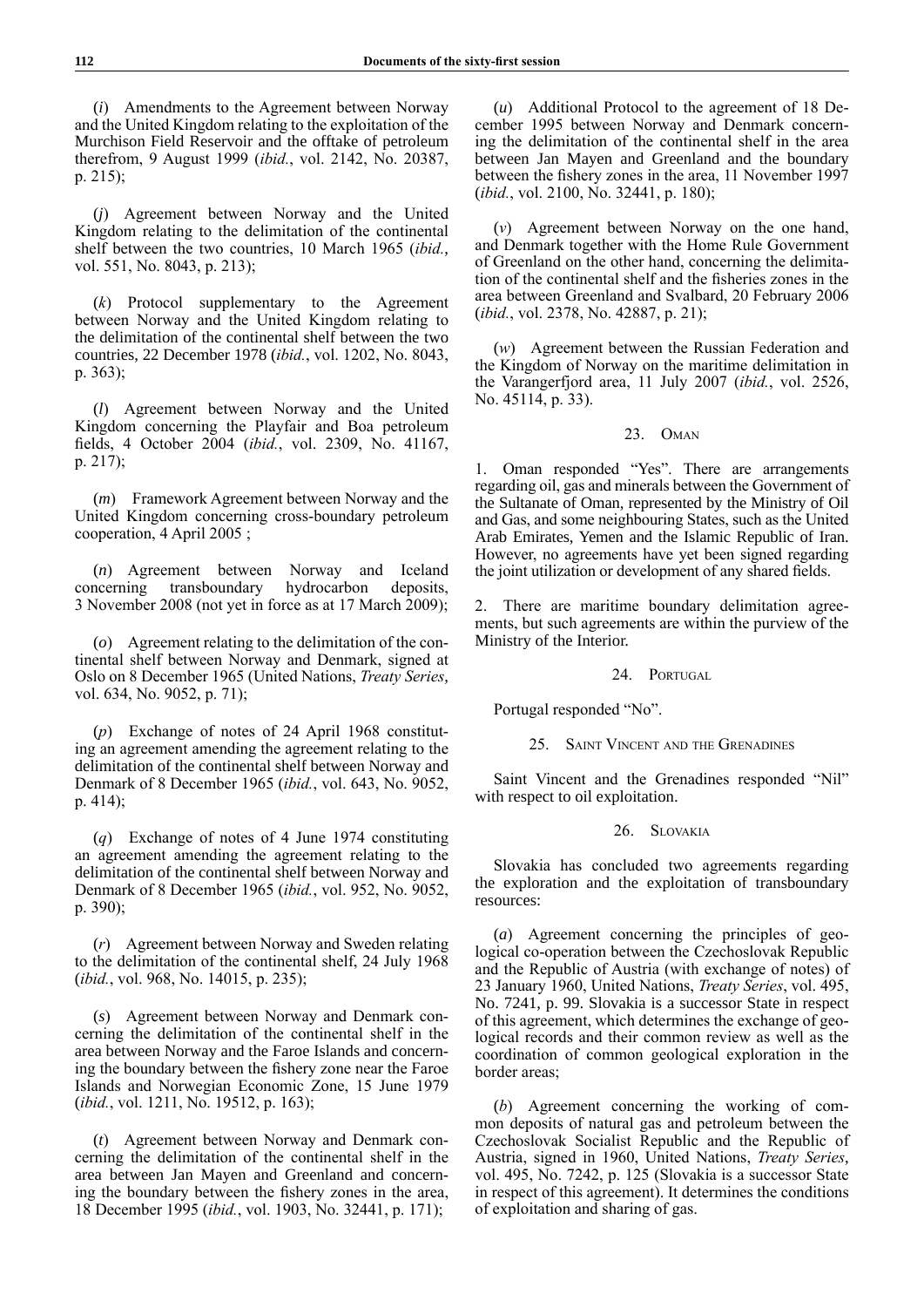(*i*) Amendments to the Agreement between Norway and the United Kingdom relating to the exploitation of the Murchison Field Reservoir and the offtake of petroleum therefrom, 9 August 1999 (*ibid.*, vol. 2142, No. 20387, p. 215);

(*j*) Agreement between Norway and the United Kingdom relating to the delimitation of the continental shelf between the two countries, 10 March 1965 (*ibid.*, vol. 551, No. 8043, p. 213);

(*k*) Protocol supplementary to the Agreement between Norway and the United Kingdom relating to the delimitation of the continental shelf between the two countries, 22 December 1978 (*ibid.*, vol. 1202, No. 8043, p. 363);

(*l*) Agreement between Norway and the United Kingdom concerning the Playfair and Boa petroleum fields, 4 October 2004 (*ibid.*, vol. 2309, No. 41167, p. 217);

(*m*) Framework Agreement between Norway and the United Kingdom concerning cross-boundary petroleum cooperation, 4 April 2005 ;

(*n*) Agreement between Norway and Iceland concerning transboundary hydrocarbon deposits, 3 November 2008 (not yet in force as at 17 March 2009);

(*o*) Agreement relating to the delimitation of the continental shelf between Norway and Denmark, signed at Oslo on 8 December 1965 (United Nations, *Treaty Series*, vol. 634, No. 9052, p. 71);

(*p*) Exchange of notes of 24 April 1968 constituting an agreement amending the agreement relating to the delimitation of the continental shelf between Norway and Denmark of 8 December 1965 (*ibid.*, vol. 643, No. 9052, p. 414);

(*q*) Exchange of notes of 4 June 1974 constituting an agreement amending the agreement relating to the delimitation of the continental shelf between Norway and Denmark of 8 December 1965 (*ibid.*, vol. 952, No. 9052, p. 390);

(*r*) Agreement between Norway and Sweden relating to the delimitation of the continental shelf, 24 July 1968 (*ibid.*, vol. 968, No. 14015, p. 235);

(*s*) Agreement between Norway and Denmark concerning the delimitation of the continental shelf in the area between Norway and the Faroe Islands and concerning the boundary between the fishery zone near the Faroe Islands and Norwegian Economic Zone, 15 June 1979 (*ibid.*, vol. 1211, No. 19512, p. 163);

(*t*) Agreement between Norway and Denmark concerning the delimitation of the continental shelf in the area between Jan Mayen and Greenland and concerning the boundary between the fishery zones in the area, 18 December 1995 (*ibid.*, vol. 1903, No. 32441, p. 171);

(*u*) Additional Protocol to the agreement of 18 December 1995 between Norway and Denmark concerning the delimitation of the continental shelf in the area between Jan Mayen and Greenland and the boundary between the fishery zones in the area, 11 November 1997 (*ibid.*, vol. 2100, No. 32441, p. 180);

(*v*) Agreement between Norway on the one hand, and Denmark together with the Home Rule Government of Greenland on the other hand, concerning the delimitation of the continental shelf and the fisheries zones in the area between Greenland and Svalbard, 20 February 2006 (*ibid.*, vol. 2378, No. 42887, p. 21);

(*w*) Agreement between the Russian Federation and the Kingdom of Norway on the maritime delimitation in the Varangerfjord area, 11 July 2007 (*ibid.*, vol. 2526, No. 45114, p. 33).

### 23. Oman

1. Oman responded "Yes". There are arrangements regarding oil, gas and minerals between the Government of the Sultanate of Oman, represented by the Ministry of Oil and Gas, and some neighbouring States, such as the United Arab Emirates, Yemen and the Islamic Republic of Iran. However, no agreements have yet been signed regarding the joint utilization or development of any shared fields.

2. There are maritime boundary delimitation agreements, but such agreements are within the purview of the Ministry of the Interior.

### 24. Portugal

Portugal responded "No".

### 25. Saint Vincent and the Grenadines

Saint Vincent and the Grenadines responded "Nil" with respect to oil exploitation.

### 26. Slovakia

Slovakia has concluded two agreements regarding the exploration and the exploitation of transboundary resources:

(*a*) Agreement concerning the principles of geological co-operation between the Czechoslovak Republic and the Republic of Austria (with exchange of notes) of 23 January 1960, United Nations, *Treaty Series*, vol. 495, No. 7241, p. 99. Slovakia is a successor State in respect of this agreement, which determines the exchange of geological records and their common review as well as the coordination of common geological exploration in the border areas;

(*b*) Agreement concerning the working of common deposits of natural gas and petroleum between the Czechoslovak Socialist Republic and the Republic of Austria, signed in 1960, United Nations, *Treaty Series*, vol. 495, No. 7242, p. 125 (Slovakia is a successor State in respect of this agreement). It determines the conditions of exploitation and sharing of gas.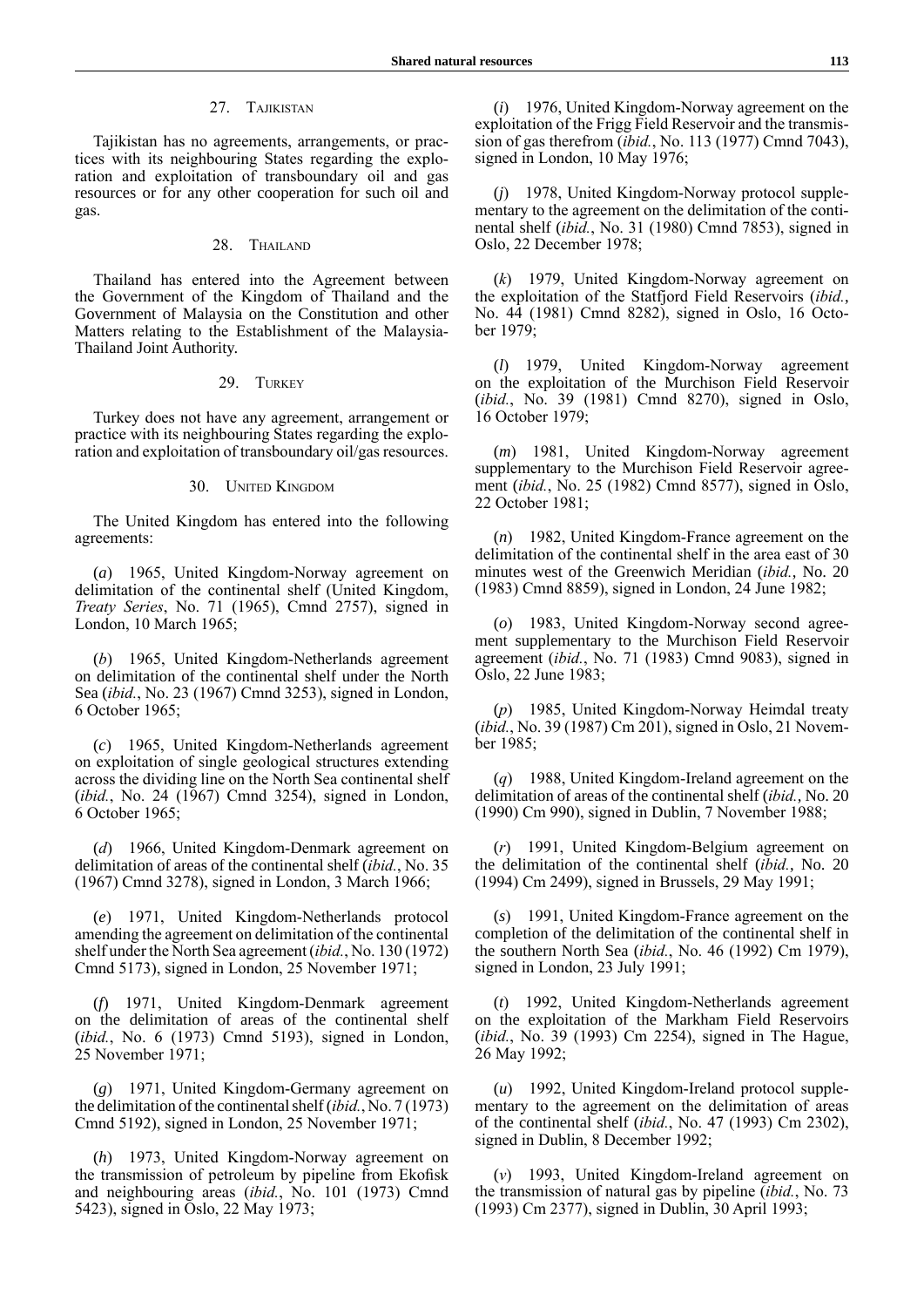### 27. Tajikistan

Tajikistan has no agreements, arrangements, or practices with its neighbouring States regarding the exploration and exploitation of transboundary oil and gas resources or for any other cooperation for such oil and gas.

### 28. Thailand

Thailand has entered into the Agreement between the Government of the Kingdom of Thailand and the Government of Malaysia on the Constitution and other Matters relating to the Establishment of the Malaysia-Thailand Joint Authority.

### 29. Turkey

Turkey does not have any agreement, arrangement or practice with its neighbouring States regarding the exploration and exploitation of transboundary oil/gas resources.

### 30. United Kingdom

The United Kingdom has entered into the following agreements:

(*a*) 1965, United Kingdom-Norway agreement on delimitation of the continental shelf (United Kingdom, *Treaty Series*, No. 71 (1965), Cmnd 2757), signed in London, 10 March 1965;

(*b*) 1965, United Kingdom-Netherlands agreement on delimitation of the continental shelf under the North Sea (*ibid.*, No. 23 (1967) Cmnd 3253), signed in London, 6 October 1965;

(*c*) 1965, United Kingdom-Netherlands agreement on exploitation of single geological structures extending across the dividing line on the North Sea continental shelf (*ibid.*, No. 24 (1967) Cmnd 3254), signed in London, 6 October 1965;

(*d*) 1966, United Kingdom-Denmark agreement on delimitation of areas of the continental shelf (*ibid.*, No. 35 (1967) Cmnd 3278), signed in London, 3 March 1966;

(*e*) 1971, United Kingdom-Netherlands protocol amending the agreement on delimitation of the continental shelf under the North Sea agreement (*ibid.*, No. 130 (1972) Cmnd 5173), signed in London, 25 November 1971;

(*f*) 1971, United Kingdom-Denmark agreement on the delimitation of areas of the continental shelf (*ibid.*, No. 6 (1973) Cmnd 5193), signed in London, 25 November 1971;

(*g*) 1971, United Kingdom-Germany agreement on the delimitation of the continental shelf (*ibid.*, No. 7 (1973) Cmnd 5192), signed in London, 25 November 1971;

(*h*) 1973, United Kingdom-Norway agreement on the transmission of petroleum by pipeline from Ekofisk and neighbouring areas (*ibid.*, No. 101 (1973) Cmnd 5423), signed in Oslo, 22 May 1973;

(*i*) 1976, United Kingdom-Norway agreement on the exploitation of the Frigg Field Reservoir and the transmission of gas therefrom (*ibid.*, No. 113 (1977) Cmnd 7043), signed in London, 10 May 1976;

(*j*) 1978, United Kingdom-Norway protocol supplementary to the agreement on the delimitation of the continental shelf (*ibid.*, No. 31 (1980) Cmnd 7853), signed in Oslo, 22 December 1978;

(*k*) 1979, United Kingdom-Norway agreement on the exploitation of the Statfjord Field Reservoirs (*ibid.*, No. 44 (1981) Cmnd 8282), signed in Oslo, 16 October 1979;

(*l*) 1979, United Kingdom-Norway agreement on the exploitation of the Murchison Field Reservoir (*ibid.*, No. 39 (1981) Cmnd 8270), signed in Oslo, 16 October 1979;

(*m*) 1981, United Kingdom-Norway agreement supplementary to the Murchison Field Reservoir agreement (*ibid.*, No. 25 (1982) Cmnd 8577), signed in Oslo, 22 October 1981;

(*n*) 1982, United Kingdom-France agreement on the delimitation of the continental shelf in the area east of 30 minutes west of the Greenwich Meridian (*ibid.*, No. 20 (1983) Cmnd 8859), signed in London, 24 June 1982;

(*o*) 1983, United Kingdom-Norway second agreement supplementary to the Murchison Field Reservoir agreement (*ibid.*, No. 71 (1983) Cmnd 9083), signed in Oslo, 22 June 1983;

(*p*) 1985, United Kingdom-Norway Heimdal treaty (*ibid.*, No. 39 (1987) Cm 201), signed in Oslo, 21 November 1985;

(*q*) 1988, United Kingdom-Ireland agreement on the delimitation of areas of the continental shelf (*ibid.*, No. 20 (1990) Cm 990), signed in Dublin, 7 November 1988;

(*r*) 1991, United Kingdom-Belgium agreement on the delimitation of the continental shelf (*ibid.*, No. 20 (1994) Cm 2499), signed in Brussels, 29 May 1991;

(*s*) 1991, United Kingdom-France agreement on the completion of the delimitation of the continental shelf in the southern North Sea (*ibid.*, No. 46 (1992) Cm 1979), signed in London, 23 July 1991;

(*t*) 1992, United Kingdom-Netherlands agreement on the exploitation of the Markham Field Reservoirs (*ibid.*, No. 39 (1993) Cm 2254), signed in The Hague, 26 May 1992;

(*u*) 1992, United Kingdom-Ireland protocol supplementary to the agreement on the delimitation of areas of the continental shelf (*ibid.*, No. 47 (1993) Cm 2302), signed in Dublin, 8 December 1992;

(*v*) 1993, United Kingdom-Ireland agreement on the transmission of natural gas by pipeline (*ibid.*, No. 73 (1993) Cm 2377), signed in Dublin, 30 April 1993;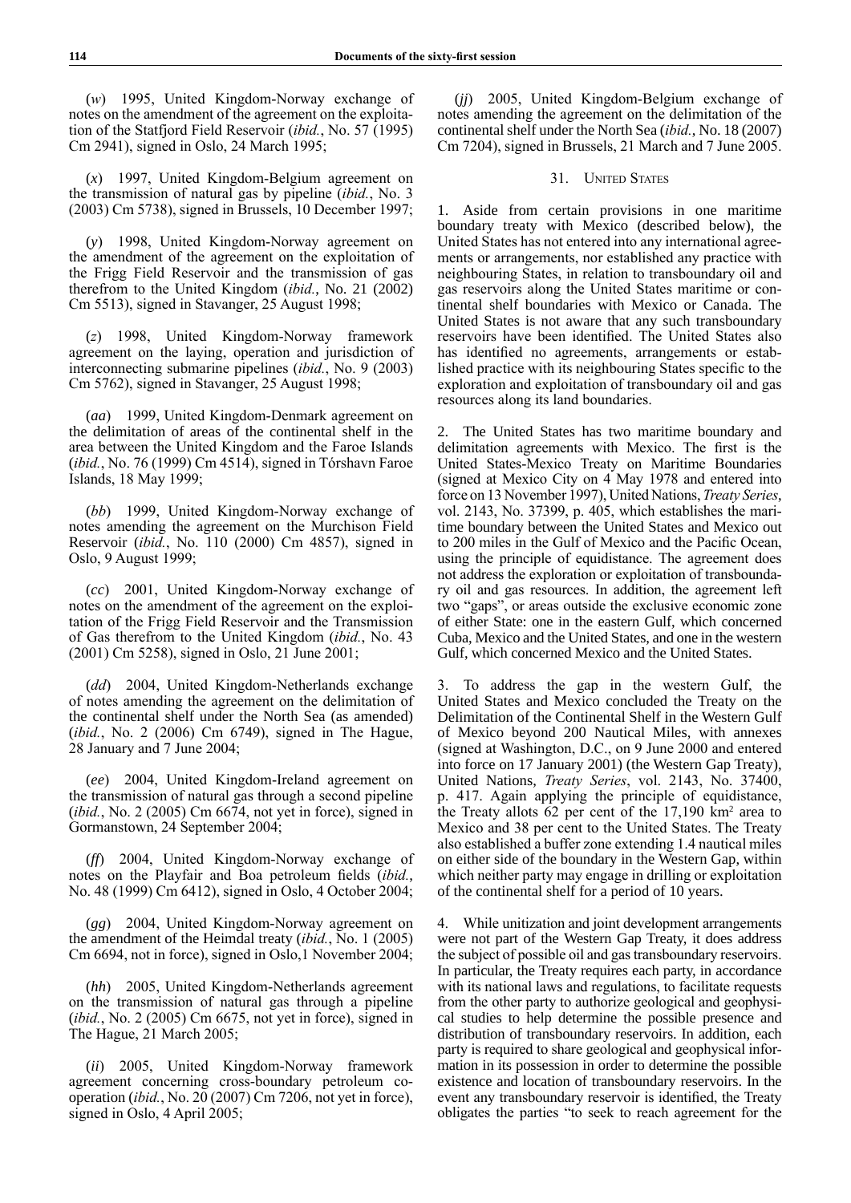(*w*) 1995, United Kingdom-Norway exchange of notes on the amendment of the agreement on the exploitation of the Statfjord Field Reservoir (*ibid.*, No. 57 (1995) Cm 2941), signed in Oslo, 24 March 1995;

(*x*) 1997, United Kingdom-Belgium agreement on the transmission of natural gas by pipeline (*ibid.*, No. 3 (2003) Cm 5738), signed in Brussels, 10 December 1997;

(*y*) 1998, United Kingdom-Norway agreement on the amendment of the agreement on the exploitation of the Frigg Field Reservoir and the transmission of gas therefrom to the United Kingdom (*ibid.*, No. 21 (2002) Cm 5513), signed in Stavanger, 25 August 1998;

(*z*) 1998, United Kingdom-Norway framework agreement on the laying, operation and jurisdiction of interconnecting submarine pipelines (*ibid.*, No. 9 (2003) Cm 5762), signed in Stavanger, 25 August 1998;

(*aa*) 1999, United Kingdom-Denmark agreement on the delimitation of areas of the continental shelf in the area between the United Kingdom and the Faroe Islands (*ibid.*, No. 76 (1999) Cm 4514), signed in Tórshavn Faroe Islands, 18 May 1999;

(*bb*) 1999, United Kingdom-Norway exchange of notes amending the agreement on the Murchison Field Reservoir (*ibid.*, No. 110 (2000) Cm 4857), signed in Oslo, 9 August 1999;

(*cc*) 2001, United Kingdom-Norway exchange of notes on the amendment of the agreement on the exploitation of the Frigg Field Reservoir and the Transmission of Gas therefrom to the United Kingdom (*ibid.*, No. 43 (2001) Cm 5258), signed in Oslo, 21 June 2001;

(*dd*) 2004, United Kingdom-Netherlands exchange of notes amending the agreement on the delimitation of the continental shelf under the North Sea (as amended) (*ibid.*, No. 2 (2006) Cm 6749), signed in The Hague, 28 January and 7 June 2004;

(*ee*) 2004, United Kingdom-Ireland agreement on the transmission of natural gas through a second pipeline (*ibid.*, No. 2 (2005) Cm 6674, not yet in force), signed in Gormanstown, 24 September 2004;

(*ff*) 2004, United Kingdom-Norway exchange of notes on the Playfair and Boa petroleum fields (*ibid.*, No. 48 (1999) Cm 6412), signed in Oslo, 4 October 2004;

(*gg*) 2004, United Kingdom-Norway agreement on the amendment of the Heimdal treaty (*ibid.*, No. 1 (2005) Cm 6694, not in force), signed in Oslo,1 November 2004;

(*hh*) 2005, United Kingdom-Netherlands agreement on the transmission of natural gas through a pipeline (*ibid.*, No. 2 (2005) Cm 6675, not yet in force), signed in The Hague, 21 March 2005;

(*ii*) 2005, United Kingdom-Norway framework agreement concerning cross-boundary petroleum cooperation (*ibid.*, No. 20 (2007) Cm 7206, not yet in force), signed in Oslo, 4 April 2005;

(*jj*) 2005, United Kingdom-Belgium exchange of notes amending the agreement on the delimitation of the continental shelf under the North Sea (*ibid.*, No. 18 (2007) Cm 7204), signed in Brussels, 21 March and 7 June 2005.

### 31. United States

1. Aside from certain provisions in one maritime boundary treaty with Mexico (described below), the United States has not entered into any international agreements or arrangements, nor established any practice with neighbouring States, in relation to transboundary oil and gas reservoirs along the United States maritime or continental shelf boundaries with Mexico or Canada. The United States is not aware that any such transboundary reservoirs have been identified. The United States also has identified no agreements, arrangements or established practice with its neighbouring States specific to the exploration and exploitation of transboundary oil and gas resources along its land boundaries.

2. The United States has two maritime boundary and delimitation agreements with Mexico. The first is the United States-Mexico Treaty on Maritime Boundaries (signed at Mexico City on 4 May 1978 and entered into force on 13 November 1997), United Nations, *Treaty Series*, vol. 2143, No. 37399, p. 405, which establishes the maritime boundary between the United States and Mexico out to 200 miles in the Gulf of Mexico and the Pacific Ocean, using the principle of equidistance. The agreement does not address the exploration or exploitation of transboundary oil and gas resources. In addition, the agreement left two "gaps", or areas outside the exclusive economic zone of either State: one in the eastern Gulf, which concerned Cuba, Mexico and the United States, and one in the western Gulf, which concerned Mexico and the United States.

3. To address the gap in the western Gulf, the United States and Mexico concluded the Treaty on the Delimitation of the Continental Shelf in the Western Gulf of Mexico beyond 200 Nautical Miles, with annexes (signed at Washington, D.C., on 9 June 2000 and entered into force on 17 January 2001) (the Western Gap Treaty), United Nations, *Treaty Series*, vol. 2143, No. 37400, p. 417. Again applying the principle of equidistance, the Treaty allots 62 per cent of the 17,190 km² area to Mexico and 38 per cent to the United States. The Treaty also established a buffer zone extending 1.4 nautical miles on either side of the boundary in the Western Gap, within which neither party may engage in drilling or exploitation of the continental shelf for a period of 10 years.

4. While unitization and joint development arrangements were not part of the Western Gap Treaty, it does address the subject of possible oil and gas transboundary reservoirs. In particular, the Treaty requires each party, in accordance with its national laws and regulations, to facilitate requests from the other party to authorize geological and geophysical studies to help determine the possible presence and distribution of transboundary reservoirs. In addition, each party is required to share geological and geophysical information in its possession in order to determine the possible existence and location of transboundary reservoirs. In the event any transboundary reservoir is identified, the Treaty obligates the parties "to seek to reach agreement for the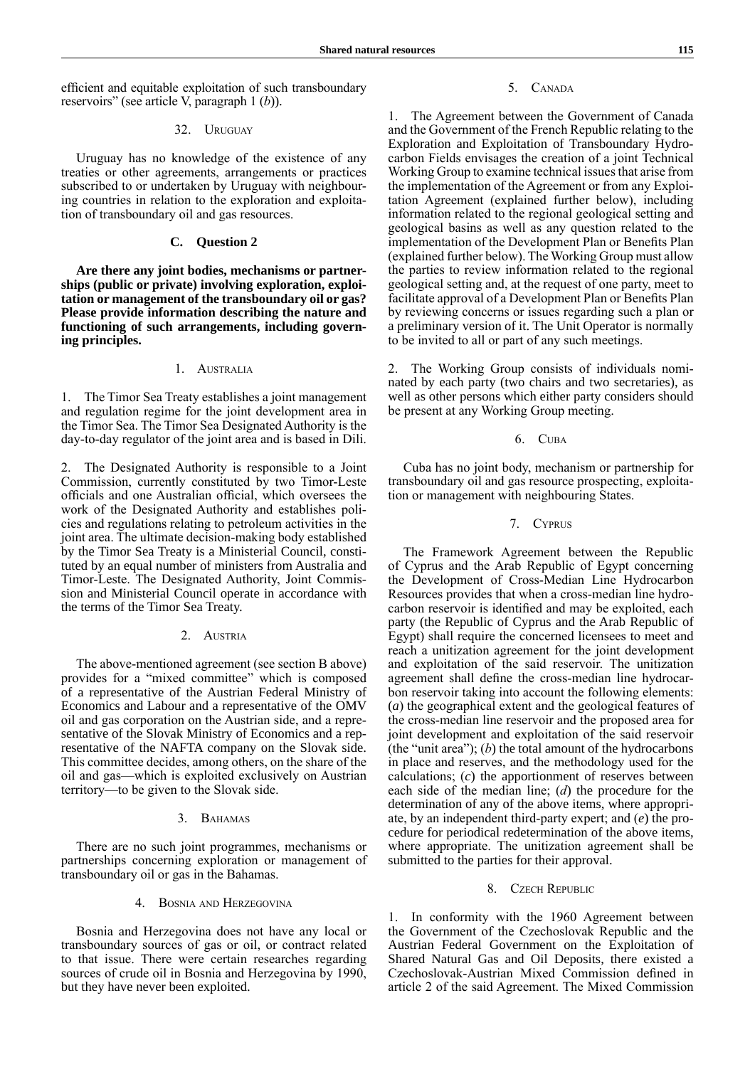efficient and equitable exploitation of such transboundary reservoirs" (see article V, paragraph 1 (*b*)).

### 32. Uruguay

Uruguay has no knowledge of the existence of any treaties or other agreements, arrangements or practices subscribed to or undertaken by Uruguay with neighbouring countries in relation to the exploration and exploitation of transboundary oil and gas resources.

## C. Question 2

**Are there any joint bodies, mechanisms or partnerships (public or private) involving exploration, exploitation or management of the transboundary oil or gas? Please provide information describing the nature and functioning of such arrangements, including governing principles.**

### 1. Australia

1. The Timor Sea Treaty establishes a joint management and regulation regime for the joint development area in the Timor Sea. The Timor Sea Designated Authority is the day-to-day regulator of the joint area and is based in Dili.

2. The Designated Authority is responsible to a Joint Commission, currently constituted by two Timor-Leste officials and one Australian official, which oversees the work of the Designated Authority and establishes policies and regulations relating to petroleum activities in the joint area. The ultimate decision-making body established by the Timor Sea Treaty is a Ministerial Council, constituted by an equal number of ministers from Australia and Timor-Leste. The Designated Authority, Joint Commission and Ministerial Council operate in accordance with the terms of the Timor Sea Treaty.

### 2. Austria

The above-mentioned agreement (see section B above) provides for a "mixed committee" which is composed of a representative of the Austrian Federal Ministry of Economics and Labour and a representative of the OMV oil and gas corporation on the Austrian side, and a representative of the Slovak Ministry of Economics and a representative of the NAFTA company on the Slovak side. This committee decides, among others, on the share of the oil and gas—which is exploited exclusively on Austrian territory—to be given to the Slovak side.

### 3. Bahamas

There are no such joint programmes, mechanisms or partnerships concerning exploration or management of transboundary oil or gas in the Bahamas.

### 4. Bosnia and Herzegovina

Bosnia and Herzegovina does not have any local or transboundary sources of gas or oil, or contract related to that issue. There were certain researches regarding sources of crude oil in Bosnia and Herzegovina by 1990, but they have never been exploited.

### 5. Canada

1. The Agreement between the Government of Canada and the Government of the French Republic relating to the Exploration and Exploitation of Transboundary Hydrocarbon Fields envisages the creation of a joint Technical Working Group to examine technical issues that arise from the implementation of the Agreement or from any Exploitation Agreement (explained further below), including information related to the regional geological setting and geological basins as well as any question related to the implementation of the Development Plan or Benefits Plan (explained further below). The Working Group must allow the parties to review information related to the regional geological setting and, at the request of one party, meet to facilitate approval of a Development Plan or Benefits Plan by reviewing concerns or issues regarding such a plan or a preliminary version of it. The Unit Operator is normally to be invited to all or part of any such meetings.

2. The Working Group consists of individuals nominated by each party (two chairs and two secretaries), as well as other persons which either party considers should be present at any Working Group meeting.

### 6. Cuba

Cuba has no joint body, mechanism or partnership for transboundary oil and gas resource prospecting, exploitation or management with neighbouring States.

### 7. Cyprus

The Framework Agreement between the Republic of Cyprus and the Arab Republic of Egypt concerning the Development of Cross-Median Line Hydrocarbon Resources provides that when a cross-median line hydrocarbon reservoir is identified and may be exploited, each party (the Republic of Cyprus and the Arab Republic of Egypt) shall require the concerned licensees to meet and reach a unitization agreement for the joint development and exploitation of the said reservoir. The unitization agreement shall define the cross-median line hydrocarbon reservoir taking into account the following elements: (*a*) the geographical extent and the geological features of the cross-median line reservoir and the proposed area for joint development and exploitation of the said reservoir (the "unit area"); (*b*) the total amount of the hydrocarbons in place and reserves, and the methodology used for the calculations; (*c*) the apportionment of reserves between each side of the median line; (*d*) the procedure for the determination of any of the above items, where appropriate, by an independent third-party expert; and (*e*) the procedure for periodical redetermination of the above items, where appropriate. The unitization agreement shall be submitted to the parties for their approval.

### 8. Czech Republic

1. In conformity with the 1960 Agreement between the Government of the Czechoslovak Republic and the Austrian Federal Government on the Exploitation of Shared Natural Gas and Oil Deposits, there existed a Czechoslovak-Austrian Mixed Commission defined in article 2 of the said Agreement. The Mixed Commission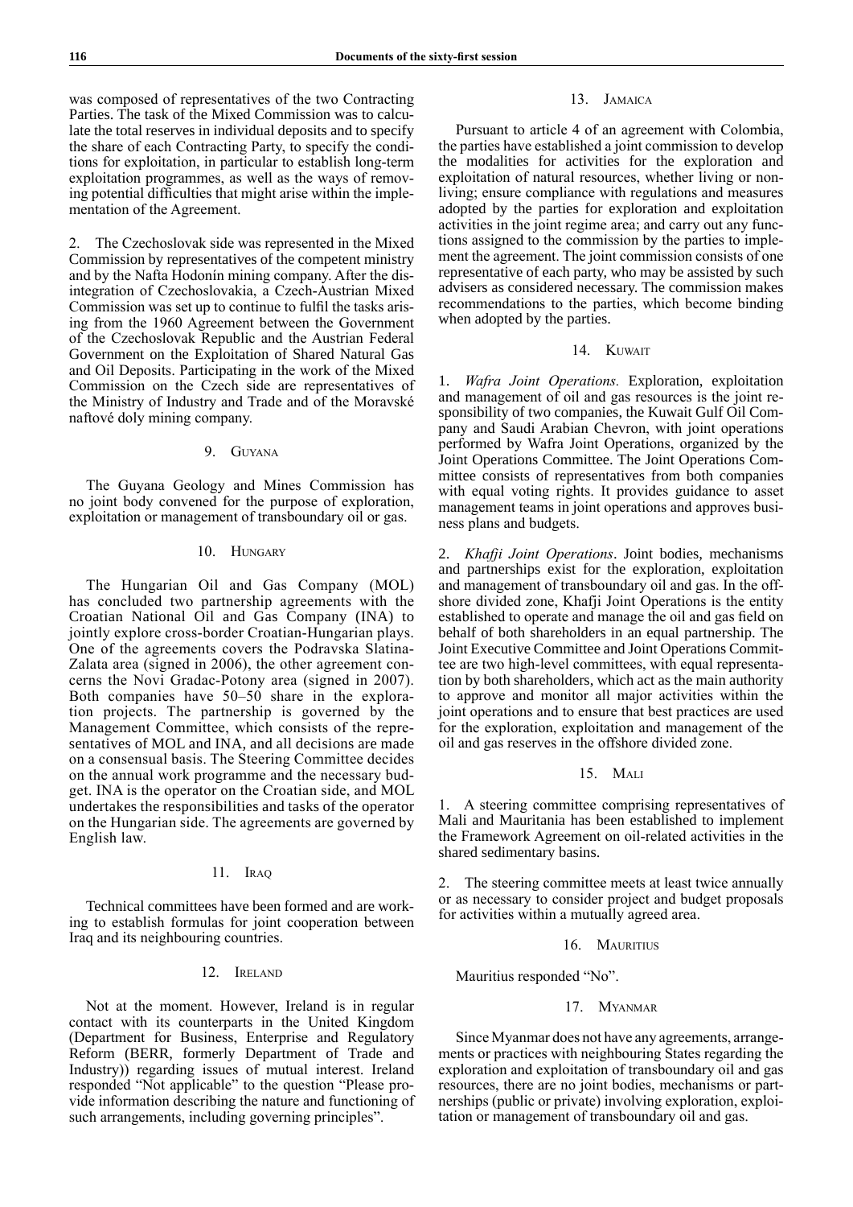was composed of representatives of the two Contracting Parties. The task of the Mixed Commission was to calculate the total reserves in individual deposits and to specify the share of each Contracting Party, to specify the conditions for exploitation, in particular to establish long-term exploitation programmes, as well as the ways of removing potential difficulties that might arise within the implementation of the Agreement.

2. The Czechoslovak side was represented in the Mixed Commission by representatives of the competent ministry and by the Nafta Hodonín mining company. After the disintegration of Czechoslovakia, a Czech-Austrian Mixed Commission was set up to continue to fulfil the tasks arising from the 1960 Agreement between the Government of the Czechoslovak Republic and the Austrian Federal Government on the Exploitation of Shared Natural Gas and Oil Deposits. Participating in the work of the Mixed Commission on the Czech side are representatives of the Ministry of Industry and Trade and of the Moravské naftové doly mining company.

### 9. Guyana

The Guyana Geology and Mines Commission has no joint body convened for the purpose of exploration, exploitation or management of transboundary oil or gas.

### 10. Hungary

The Hungarian Oil and Gas Company (MOL) has concluded two partnership agreements with the Croatian National Oil and Gas Company (INA) to jointly explore cross-border Croatian-Hungarian plays. One of the agreements covers the Podravska Slatina-Zalata area (signed in 2006), the other agreement concerns the Novi Gradac-Potony area (signed in 2007). Both companies have 50–50 share in the exploration projects. The partnership is governed by the Management Committee, which consists of the representatives of MOL and INA, and all decisions are made on a consensual basis. The Steering Committee decides on the annual work programme and the necessary budget. INA is the operator on the Croatian side, and MOL undertakes the responsibilities and tasks of the operator on the Hungarian side. The agreements are governed by English law.

### 11. Iraq

Technical committees have been formed and are working to establish formulas for joint cooperation between Iraq and its neighbouring countries.

### 12. Ireland

Not at the moment. However, Ireland is in regular contact with its counterparts in the United Kingdom (Department for Business, Enterprise and Regulatory Reform (BERR, formerly Department of Trade and Industry)) regarding issues of mutual interest. Ireland responded "Not applicable" to the question "Please provide information describing the nature and functioning of such arrangements, including governing principles".

### 13. Jamaica

Pursuant to article 4 of an agreement with Colombia, the parties have established a joint commission to develop the modalities for activities for the exploration and exploitation of natural resources, whether living or non-living; ensure compliance with regulations and measures adopted by the parties for exploration and exploitation activities in the joint regime area; and carry out any functions assigned to the commission by the parties to implement the agreement. The joint commission consists of one representative of each party, who may be assisted by such advisers as considered necessary. The commission makes recommendations to the parties, which become binding when adopted by the parties.

### 14. Kuwait

1. *Wafra Joint Operations.* Exploration, exploitation and management of oil and gas resources is the joint responsibility of two companies, the Kuwait Gulf Oil Company and Saudi Arabian Chevron, with joint operations performed by Wafra Joint Operations, organized by the Joint Operations Committee. The Joint Operations Committee consists of representatives from both companies with equal voting rights. It provides guidance to asset management teams in joint operations and approves business plans and budgets.

2. *Khafji Joint Operations*. Joint bodies, mechanisms and partnerships exist for the exploration, exploitation and management of transboundary oil and gas. In the offshore divided zone, Khafji Joint Operations is the entity established to operate and manage the oil and gas field on behalf of both shareholders in an equal partnership. The Joint Executive Committee and Joint Operations Committee are two high-level committees, with equal representation by both shareholders, which act as the main authority to approve and monitor all major activities within the joint operations and to ensure that best practices are used for the exploration, exploitation and management of the oil and gas reserves in the offshore divided zone.

### 15. Mali

1. A steering committee comprising representatives of Mali and Mauritania has been established to implement the Framework Agreement on oil-related activities in the shared sedimentary basins.

2. The steering committee meets at least twice annually or as necessary to consider project and budget proposals for activities within a mutually agreed area.

### 16. Mauritius

Mauritius responded "No".

### 17. Myanmar

Since Myanmar does not have any agreements, arrangements or practices with neighbouring States regarding the exploration and exploitation of transboundary oil and gas resources, there are no joint bodies, mechanisms or partnerships (public or private) involving exploration, exploitation or management of transboundary oil and gas.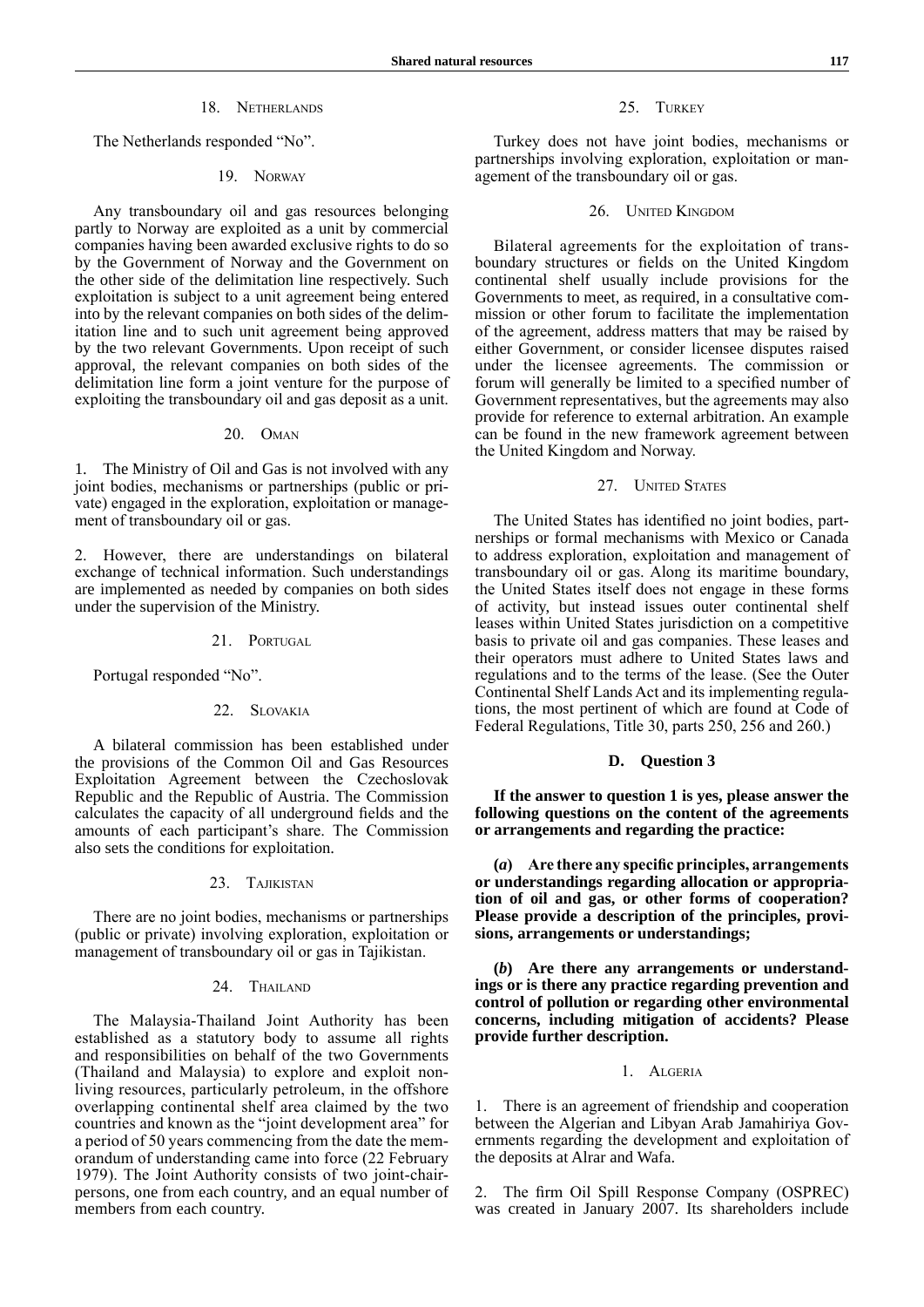### 18. Netherlands

The Netherlands responded "No".

### 19. Norway

Any transboundary oil and gas resources belonging partly to Norway are exploited as a unit by commercial companies having been awarded exclusive rights to do so by the Government of Norway and the Government on the other side of the delimitation line respectively. Such exploitation is subject to a unit agreement being entered into by the relevant companies on both sides of the delimitation line and to such unit agreement being approved by the two relevant Governments. Upon receipt of such approval, the relevant companies on both sides of the delimitation line form a joint venture for the purpose of exploiting the transboundary oil and gas deposit as a unit.

### 20. Oman

1. The Ministry of Oil and Gas is not involved with any joint bodies, mechanisms or partnerships (public or private) engaged in the exploration, exploitation or management of transboundary oil or gas.

2. However, there are understandings on bilateral exchange of technical information. Such understandings are implemented as needed by companies on both sides under the supervision of the Ministry.

### 21. Portugal

Portugal responded "No".

### 22. Slovakia

A bilateral commission has been established under the provisions of the Common Oil and Gas Resources Exploitation Agreement between the Czechoslovak Republic and the Republic of Austria. The Commission calculates the capacity of all underground fields and the amounts of each participant's share. The Commission also sets the conditions for exploitation.

### 23. Tajikistan

There are no joint bodies, mechanisms or partnerships (public or private) involving exploration, exploitation or management of transboundary oil or gas in Tajikistan.

### 24. Thailand

The Malaysia-Thailand Joint Authority has been established as a statutory body to assume all rights and responsibilities on behalf of the two Governments (Thailand and Malaysia) to explore and exploit non-living resources, particularly petroleum, in the offshore overlapping continental shelf area claimed by the two countries and known as the "joint development area" for a period of 50 years commencing from the date the memorandum of understanding came into force (22 February 1979). The Joint Authority consists of two joint-chairpersons, one from each country, and an equal number of members from each country.

### 25. Turkey

Turkey does not have joint bodies, mechanisms or partnerships involving exploration, exploitation or management of the transboundary oil or gas.

### 26. United Kingdom

Bilateral agreements for the exploitation of transboundary structures or fields on the United Kingdom continental shelf usually include provisions for the Governments to meet, as required, in a consultative commission or other forum to facilitate the implementation of the agreement, address matters that may be raised by either Government, or consider licensee disputes raised under the licensee agreements. The commission or forum will generally be limited to a specified number of Government representatives, but the agreements may also provide for reference to external arbitration. An example can be found in the new framework agreement between the United Kingdom and Norway.

### 27. United States

The United States has identified no joint bodies, partnerships or formal mechanisms with Mexico or Canada to address exploration, exploitation and management of transboundary oil or gas. Along its maritime boundary, the United States itself does not engage in these forms of activity, but instead issues outer continental shelf leases within United States jurisdiction on a competitive basis to private oil and gas companies. These leases and their operators must adhere to United States laws and regulations and to the terms of the lease. (See the Outer Continental Shelf Lands Act and its implementing regulations, the most pertinent of which are found at Code of Federal Regulations, Title 30, parts 250, 256 and 260.)

## D. Question 3

**If the answer to question 1 is yes, please answer the following questions on the content of the agreements or arrangements and regarding the practice:**

**(*a*) Are there any specific principles, arrangements or understandings regarding allocation or appropriation of oil and gas, or other forms of cooperation? Please provide a description of the principles, provisions, arrangements or understandings;**

**(*b*) Are there any arrangements or understandings or is there any practice regarding prevention and control of pollution or regarding other environmental concerns, including mitigation of accidents? Please provide further description.**

### 1. Algeria

1. There is an agreement of friendship and cooperation between the Algerian and Libyan Arab Jamahiriya Governments regarding the development and exploitation of the deposits at Alrar and Wafa.

2. The firm Oil Spill Response Company (OSPREC) was created in January 2007. Its shareholders include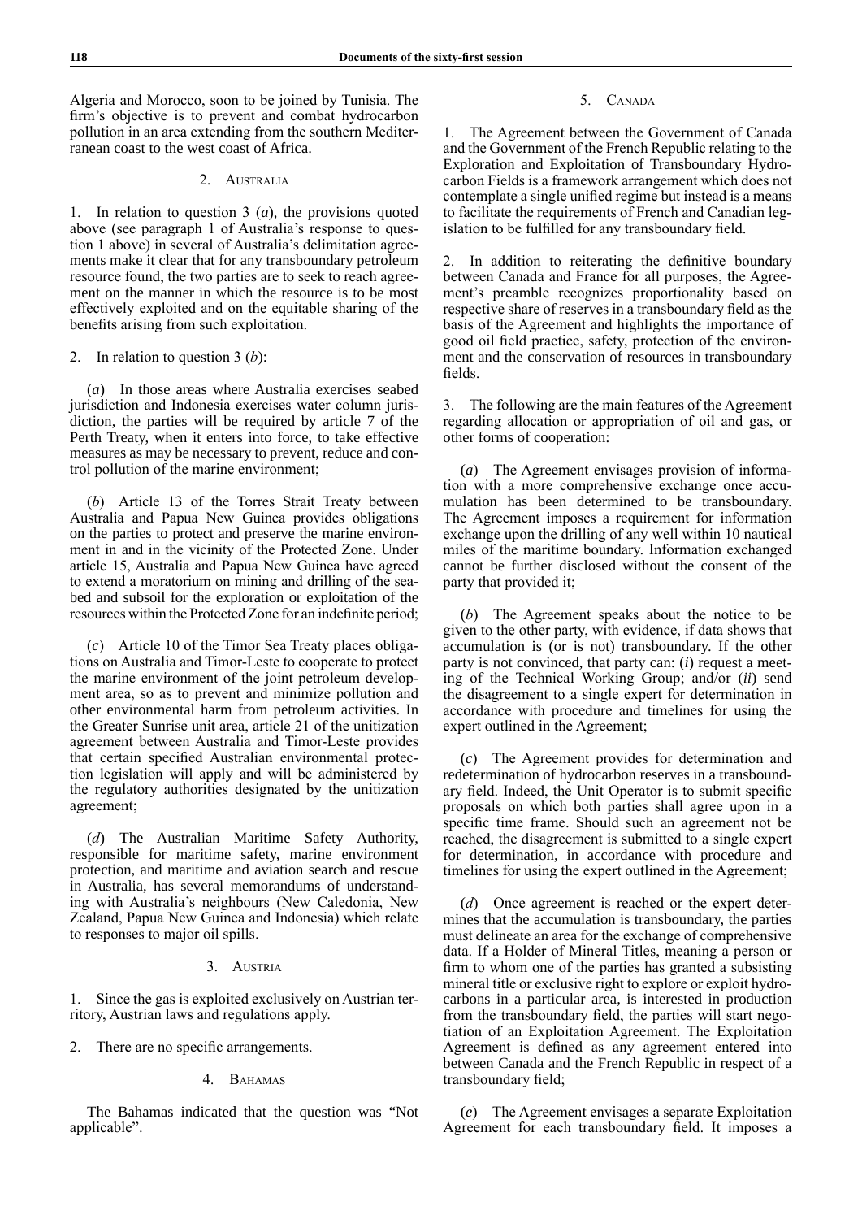Algeria and Morocco, soon to be joined by Tunisia. The firm's objective is to prevent and combat hydrocarbon pollution in an area extending from the southern Mediterranean coast to the west coast of Africa.

## 2. Australia

1. In relation to question 3 (*a*), the provisions quoted above (see paragraph 1 of Australia's response to question 1 above) in several of Australia's delimitation agreements make it clear that for any transboundary petroleum resource found, the two parties are to seek to reach agreement on the manner in which the resource is to be most effectively exploited and on the equitable sharing of the benefits arising from such exploitation.

2. In relation to question 3 (*b*):

(*a*) In those areas where Australia exercises seabed jurisdiction and Indonesia exercises water column jurisdiction, the parties will be required by article 7 of the Perth Treaty, when it enters into force, to take effective measures as may be necessary to prevent, reduce and control pollution of the marine environment;

(*b*) Article 13 of the Torres Strait Treaty between Australia and Papua New Guinea provides obligations on the parties to protect and preserve the marine environment in and in the vicinity of the Protected Zone. Under article 15, Australia and Papua New Guinea have agreed to extend a moratorium on mining and drilling of the seabed and subsoil for the exploration or exploitation of the resources within the Protected Zone for an indefinite period;

(*c*) Article 10 of the Timor Sea Treaty places obligations on Australia and Timor-Leste to cooperate to protect the marine environment of the joint petroleum development area, so as to prevent and minimize pollution and other environmental harm from petroleum activities. In the Greater Sunrise unit area, article 21 of the unitization agreement between Australia and Timor-Leste provides that certain specified Australian environmental protection legislation will apply and will be administered by the regulatory authorities designated by the unitization agreement;

(*d*) The Australian Maritime Safety Authority, responsible for maritime safety, marine environment protection, and maritime and aviation search and rescue in Australia, has several memorandums of understanding with Australia's neighbours (New Caledonia, New Zealand, Papua New Guinea and Indonesia) which relate to responses to major oil spills.

## 3. Austria

1. Since the gas is exploited exclusively on Austrian territory, Austrian laws and regulations apply.

2. There are no specific arrangements.

## 4. Bahamas

The Bahamas indicated that the question was "Not applicable".

## 5. Canada

1. The Agreement between the Government of Canada and the Government of the French Republic relating to the Exploration and Exploitation of Transboundary Hydrocarbon Fields is a framework arrangement which does not contemplate a single unified regime but instead is a means to facilitate the requirements of French and Canadian legislation to be fulfilled for any transboundary field.

2. In addition to reiterating the definitive boundary between Canada and France for all purposes, the Agreement's preamble recognizes proportionality based on respective share of reserves in a transboundary field as the basis of the Agreement and highlights the importance of good oil field practice, safety, protection of the environment and the conservation of resources in transboundary fields.

3. The following are the main features of the Agreement regarding allocation or appropriation of oil and gas, or other forms of cooperation:

(*a*) The Agreement envisages provision of information with a more comprehensive exchange once accumulation has been determined to be transboundary. The Agreement imposes a requirement for information exchange upon the drilling of any well within 10 nautical miles of the maritime boundary. Information exchanged cannot be further disclosed without the consent of the party that provided it;

(*b*) The Agreement speaks about the notice to be given to the other party, with evidence, if data shows that accumulation is (or is not) transboundary. If the other party is not convinced, that party can: (*i*) request a meeting of the Technical Working Group; and/or (*ii*) send the disagreement to a single expert for determination in accordance with procedure and timelines for using the expert outlined in the Agreement;

(*c*) The Agreement provides for determination and redetermination of hydrocarbon reserves in a transboundary field. Indeed, the Unit Operator is to submit specific proposals on which both parties shall agree upon in a specific time frame. Should such an agreement not be reached, the disagreement is submitted to a single expert for determination, in accordance with procedure and timelines for using the expert outlined in the Agreement;

(*d*) Once agreement is reached or the expert determines that the accumulation is transboundary, the parties must delineate an area for the exchange of comprehensive data. If a Holder of Mineral Titles, meaning a person or firm to whom one of the parties has granted a subsisting mineral title or exclusive right to explore or exploit hydrocarbons in a particular area, is interested in production from the transboundary field, the parties will start negotiation of an Exploitation Agreement. The Exploitation Agreement is defined as any agreement entered into between Canada and the French Republic in respect of a transboundary field;

(*e*) The Agreement envisages a separate Exploitation Agreement for each transboundary field. It imposes a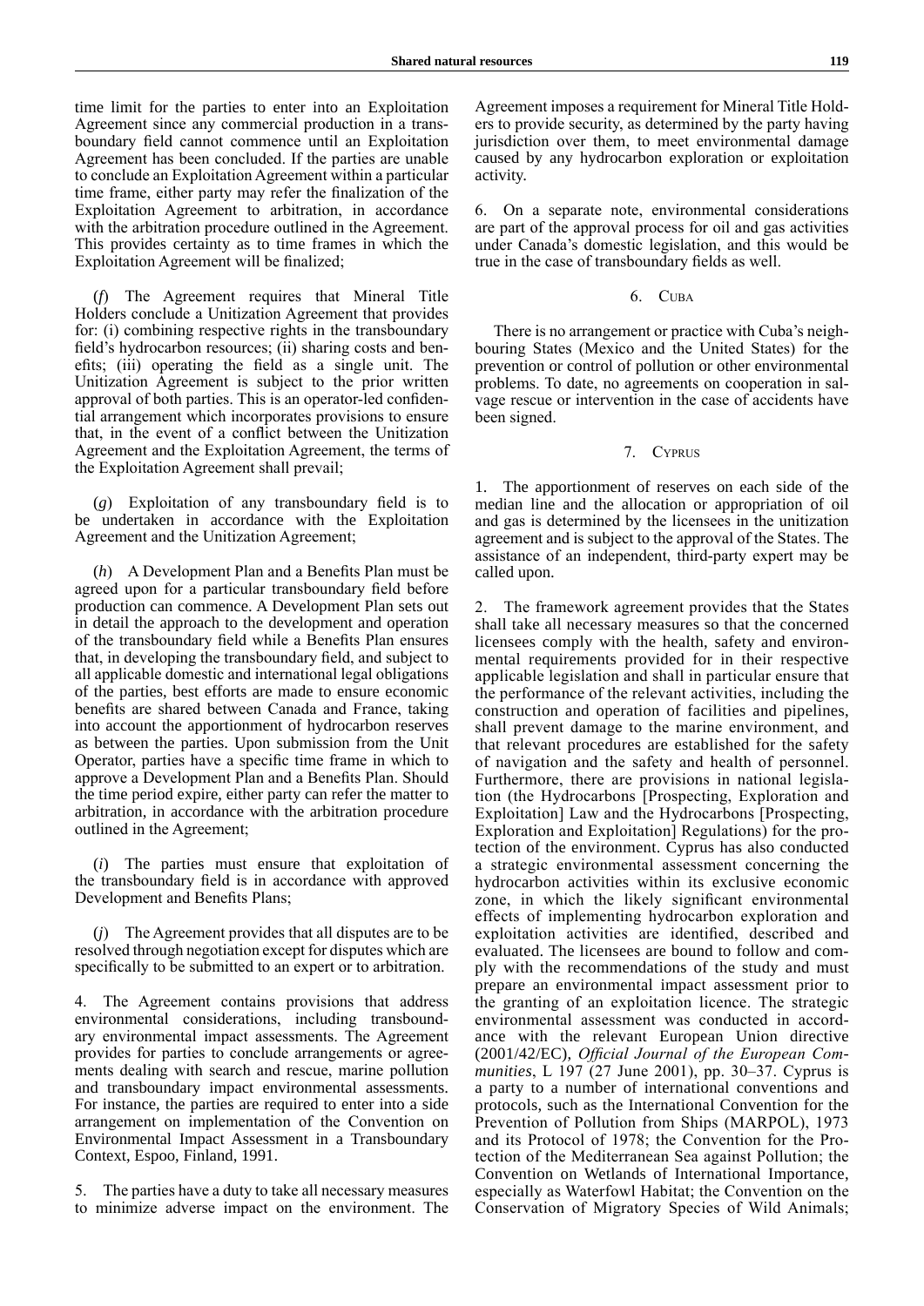time limit for the parties to enter into an Exploitation Agreement since any commercial production in a transboundary field cannot commence until an Exploitation Agreement has been concluded. If the parties are unable to conclude an Exploitation Agreement within a particular time frame, either party may refer the finalization of the Exploitation Agreement to arbitration, in accordance with the arbitration procedure outlined in the Agreement. This provides certainty as to time frames in which the Exploitation Agreement will be finalized;

(*f*) The Agreement requires that Mineral Title Holders conclude a Unitization Agreement that provides for: (i) combining respective rights in the transboundary field's hydrocarbon resources; (ii) sharing costs and benefits; (iii) operating the field as a single unit. The Unitization Agreement is subject to the prior written approval of both parties. This is an operator-led confidential arrangement which incorporates provisions to ensure that, in the event of a conflict between the Unitization Agreement and the Exploitation Agreement, the terms of the Exploitation Agreement shall prevail;

(*g*) Exploitation of any transboundary field is to be undertaken in accordance with the Exploitation Agreement and the Unitization Agreement;

(*h*) A Development Plan and a Benefits Plan must be agreed upon for a particular transboundary field before production can commence. A Development Plan sets out in detail the approach to the development and operation of the transboundary field while a Benefits Plan ensures that, in developing the transboundary field, and subject to all applicable domestic and international legal obligations of the parties, best efforts are made to ensure economic benefits are shared between Canada and France, taking into account the apportionment of hydrocarbon reserves as between the parties. Upon submission from the Unit Operator, parties have a specific time frame in which to approve a Development Plan and a Benefits Plan. Should the time period expire, either party can refer the matter to arbitration, in accordance with the arbitration procedure outlined in the Agreement;

(*i*) The parties must ensure that exploitation of the transboundary field is in accordance with approved Development and Benefits Plans;

(*j*) The Agreement provides that all disputes are to be resolved through negotiation except for disputes which are specifically to be submitted to an expert or to arbitration.

4. The Agreement contains provisions that address environmental considerations, including transboundary environmental impact assessments. The Agreement provides for parties to conclude arrangements or agreements dealing with search and rescue, marine pollution and transboundary impact environmental assessments. For instance, the parties are required to enter into a side arrangement on implementation of the Convention on Environmental Impact Assessment in a Transboundary Context, Espoo, Finland, 1991.

5. The parties have a duty to take all necessary measures to minimize adverse impact on the environment. The Agreement imposes a requirement for Mineral Title Holders to provide security, as determined by the party having jurisdiction over them, to meet environmental damage caused by any hydrocarbon exploration or exploitation activity.

6. On a separate note, environmental considerations are part of the approval process for oil and gas activities under Canada's domestic legislation, and this would be true in the case of transboundary fields as well.

## 6. Cuba

There is no arrangement or practice with Cuba's neighbouring States (Mexico and the United States) for the prevention or control of pollution or other environmental problems. To date, no agreements on cooperation in salvage rescue or intervention in the case of accidents have been signed.

## 7. Cyprus

1. The apportionment of reserves on each side of the median line and the allocation or appropriation of oil and gas is determined by the licensees in the unitization agreement and is subject to the approval of the States. The assistance of an independent, third-party expert may be called upon.

2. The framework agreement provides that the States shall take all necessary measures so that the concerned licensees comply with the health, safety and environmental requirements provided for in their respective applicable legislation and shall in particular ensure that the performance of the relevant activities, including the construction and operation of facilities and pipelines, shall prevent damage to the marine environment, and that relevant procedures are established for the safety of navigation and the safety and health of personnel. Furthermore, there are provisions in national legislation (the Hydrocarbons [Prospecting, Exploration and Exploitation] Law and the Hydrocarbons [Prospecting, Exploration and Exploitation] Regulations) for the protection of the environment. Cyprus has also conducted a strategic environmental assessment concerning the hydrocarbon activities within its exclusive economic zone, in which the likely significant environmental effects of implementing hydrocarbon exploration and exploitation activities are identified, described and evaluated. The licensees are bound to follow and comply with the recommendations of the study and must prepare an environmental impact assessment prior to the granting of an exploitation licence. The strategic environmental assessment was conducted in accordance with the relevant European Union directive (2001/42/EC), *Official Journal of the European Communities*, L 197 (27 June 2001), pp. 30–37. Cyprus is a party to a number of international conventions and protocols, such as the International Convention for the Prevention of Pollution from Ships (MARPOL), 1973 and its Protocol of 1978; the Convention for the Protection of the Mediterranean Sea against Pollution; the Convention on Wetlands of International Importance, especially as Waterfowl Habitat; the Convention on the Conservation of Migratory Species of Wild Animals;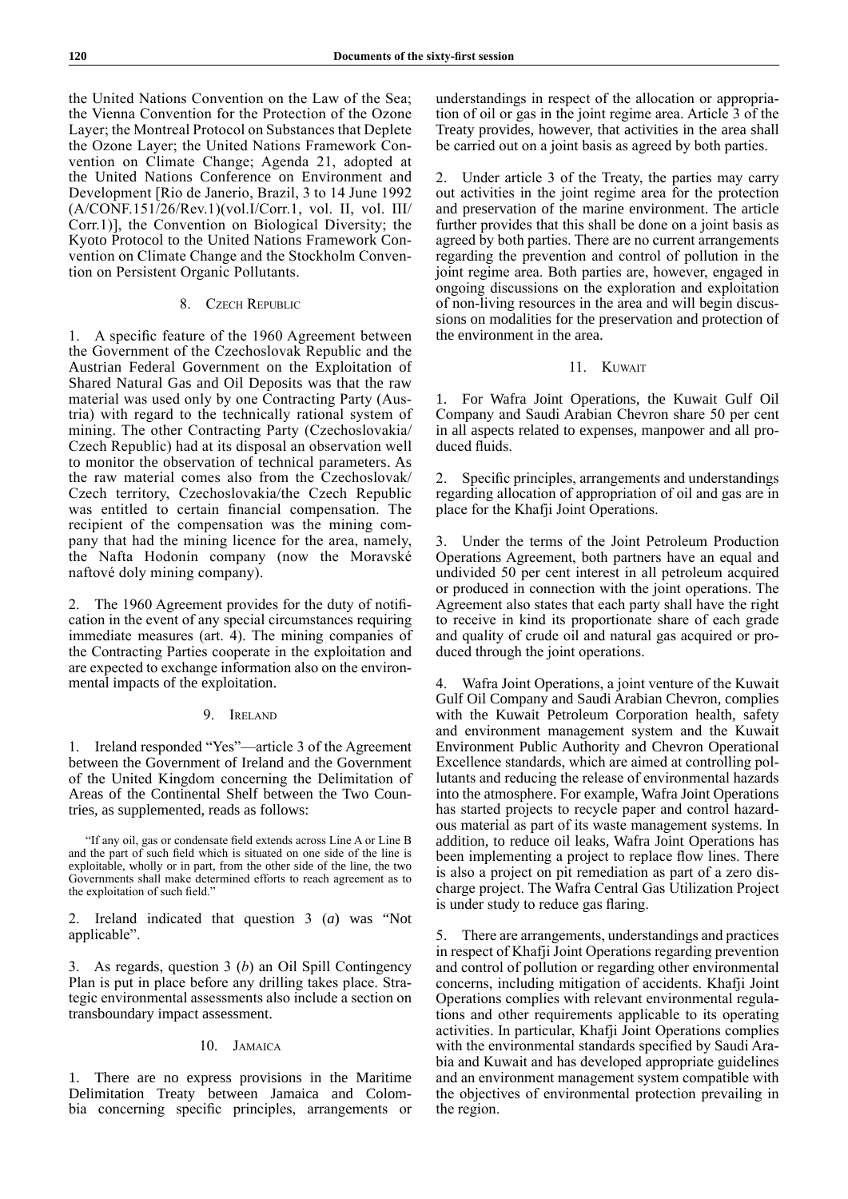the United Nations Convention on the Law of the Sea; the Vienna Convention for the Protection of the Ozone Layer; the Montreal Protocol on Substances that Deplete the Ozone Layer; the United Nations Framework Convention on Climate Change; Agenda 21, adopted at the United Nations Conference on Environment and Development [Rio de Janerio, Brazil, 3 to 14 June 1992 (A/CONF.151/26/Rev.1)(vol.I/Corr.1, vol. II, vol. III/Corr.1)], the Convention on Biological Diversity; the Kyoto Protocol to the United Nations Framework Convention on Climate Change and the Stockholm Convention on Persistent Organic Pollutants.

### 8. Czech Republic

1. A specific feature of the 1960 Agreement between the Government of the Czechoslovak Republic and the Austrian Federal Government on the Exploitation of Shared Natural Gas and Oil Deposits was that the raw material was used only by one Contracting Party (Austria) with regard to the technically rational system of mining. The other Contracting Party (Czechoslovakia/Czech Republic) had at its disposal an observation well to monitor the observation of technical parameters. As the raw material comes also from the Czechoslovak/Czech territory, Czechoslovakia/the Czech Republic was entitled to certain financial compensation. The recipient of the compensation was the mining company that had the mining licence for the area, namely, the Nafta Hodonín company (now the Moravské naftové doly mining company).

2. The 1960 Agreement provides for the duty of notification in the event of any special circumstances requiring immediate measures (art. 4). The mining companies of the Contracting Parties cooperate in the exploitation and are expected to exchange information also on the environmental impacts of the exploitation.

### 9. Ireland

1. Ireland responded "Yes"—article 3 of the Agreement between the Government of Ireland and the Government of the United Kingdom concerning the Delimitation of Areas of the Continental Shelf between the Two Countries, as supplemented, reads as follows:

> "If any oil, gas or condensate field extends across Line A or Line B and the part of such field which is situated on one side of the line is exploitable, wholly or in part, from the other side of the line, the two Governments shall make determined efforts to reach agreement as to the exploitation of such field."

2. Ireland indicated that question 3 (*a*) was "Not applicable".

3. As regards, question 3 (*b*) an Oil Spill Contingency Plan is put in place before any drilling takes place. Strategic environmental assessments also include a section on transboundary impact assessment.

### 10. Jamaica

1. There are no express provisions in the Maritime Delimitation Treaty between Jamaica and Colombia concerning specific principles, arrangements or understandings in respect of the allocation or appropriation of oil or gas in the joint regime area. Article 3 of the Treaty provides, however, that activities in the area shall be carried out on a joint basis as agreed by both parties.

2. Under article 3 of the Treaty, the parties may carry out activities in the joint regime area for the protection and preservation of the marine environment. The article further provides that this shall be done on a joint basis as agreed by both parties. There are no current arrangements regarding the prevention and control of pollution in the joint regime area. Both parties are, however, engaged in ongoing discussions on the exploration and exploitation of non-living resources in the area and will begin discussions on modalities for the preservation and protection of the environment in the area.

### 11. Kuwait

1. For Wafra Joint Operations, the Kuwait Gulf Oil Company and Saudi Arabian Chevron share 50 per cent in all aspects related to expenses, manpower and all produced fluids.

2. Specific principles, arrangements and understandings regarding allocation of appropriation of oil and gas are in place for the Khafji Joint Operations.

3. Under the terms of the Joint Petroleum Production Operations Agreement, both partners have an equal and undivided 50 per cent interest in all petroleum acquired or produced in connection with the joint operations. The Agreement also states that each party shall have the right to receive in kind its proportionate share of each grade and quality of crude oil and natural gas acquired or produced through the joint operations.

4. Wafra Joint Operations, a joint venture of the Kuwait Gulf Oil Company and Saudi Arabian Chevron, complies with the Kuwait Petroleum Corporation health, safety and environment management system and the Kuwait Environment Public Authority and Chevron Operational Excellence standards, which are aimed at controlling pollutants and reducing the release of environmental hazards into the atmosphere. For example, Wafra Joint Operations has started projects to recycle paper and control hazardous material as part of its waste management systems. In addition, to reduce oil leaks, Wafra Joint Operations has been implementing a project to replace flow lines. There is also a project on pit remediation as part of a zero discharge project. The Wafra Central Gas Utilization Project is under study to reduce gas flaring.

5. There are arrangements, understandings and practices in respect of Khafji Joint Operations regarding prevention and control of pollution or regarding other environmental concerns, including mitigation of accidents. Khafji Joint Operations complies with relevant environmental regulations and other requirements applicable to its operating activities. In particular, Khafji Joint Operations complies with the environmental standards specified by Saudi Arabia and Kuwait and has developed appropriate guidelines and an environment management system compatible with the objectives of environmental protection prevailing in the region.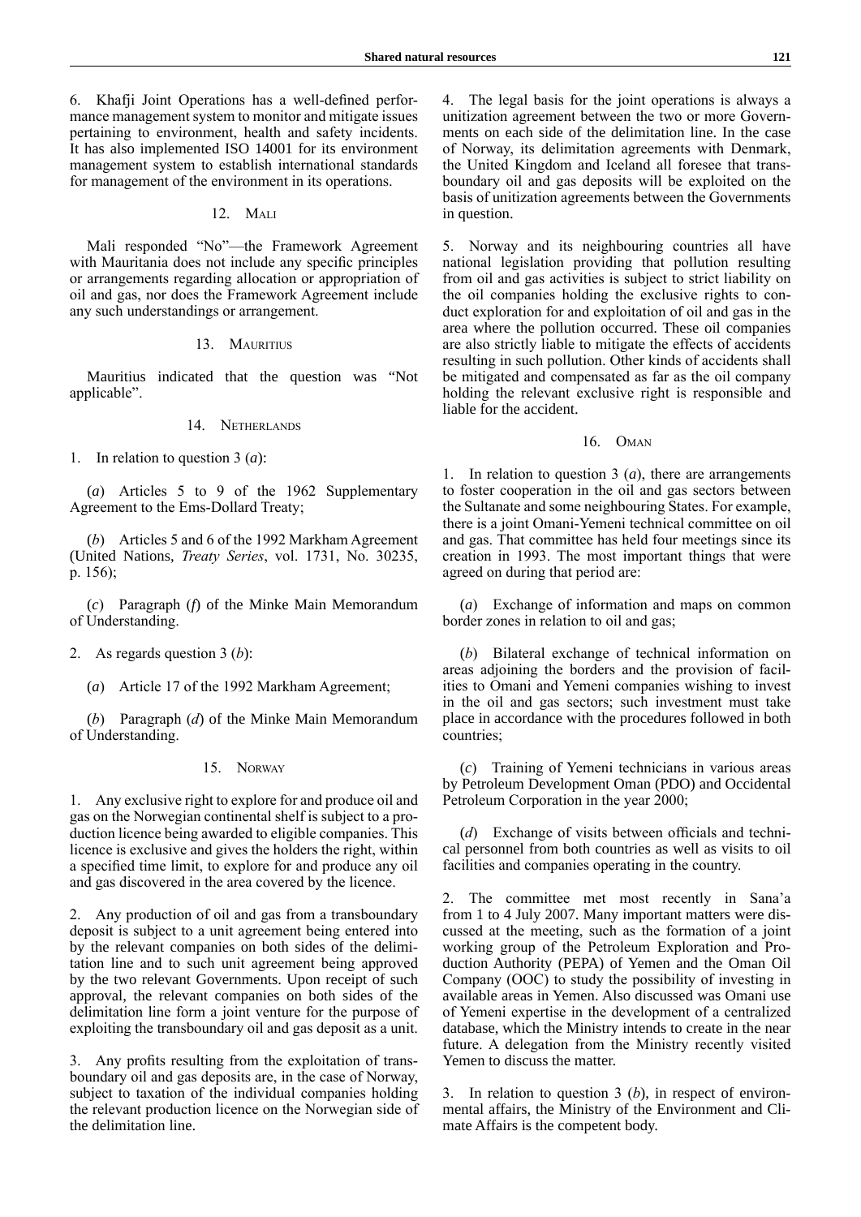6. Khafji Joint Operations has a well-defined performance management system to monitor and mitigate issues pertaining to environment, health and safety incidents. It has also implemented ISO 14001 for its environment management system to establish international standards for management of the environment in its operations.

### 12. Mali

Mali responded "No"—the Framework Agreement with Mauritania does not include any specific principles or arrangements regarding allocation or appropriation of oil and gas, nor does the Framework Agreement include any such understandings or arrangement.

### 13. Mauritius

Mauritius indicated that the question was "Not applicable".

### 14. Netherlands

1. In relation to question 3 (*a*):

(*a*) Articles 5 to 9 of the 1962 Supplementary Agreement to the Ems-Dollard Treaty;

(*b*) Articles 5 and 6 of the 1992 Markham Agreement (United Nations, *Treaty Series*, vol. 1731, No. 30235, p. 156);

(*c*) Paragraph (*f*) of the Minke Main Memorandum of Understanding.

2. As regards question 3 (*b*):

(*a*) Article 17 of the 1992 Markham Agreement;

(*b*) Paragraph (*d*) of the Minke Main Memorandum of Understanding.

### 15. Norway

1. Any exclusive right to explore for and produce oil and gas on the Norwegian continental shelf is subject to a production licence being awarded to eligible companies. This licence is exclusive and gives the holders the right, within a specified time limit, to explore for and produce any oil and gas discovered in the area covered by the licence.

2. Any production of oil and gas from a transboundary deposit is subject to a unit agreement being entered into by the relevant companies on both sides of the delimitation line and to such unit agreement being approved by the two relevant Governments. Upon receipt of such approval, the relevant companies on both sides of the delimitation line form a joint venture for the purpose of exploiting the transboundary oil and gas deposit as a unit.

3. Any profits resulting from the exploitation of transboundary oil and gas deposits are, in the case of Norway, subject to taxation of the individual companies holding the relevant production licence on the Norwegian side of the delimitation line.

4. The legal basis for the joint operations is always a unitization agreement between the two or more Governments on each side of the delimitation line. In the case of Norway, its delimitation agreements with Denmark, the United Kingdom and Iceland all foresee that transboundary oil and gas deposits will be exploited on the basis of unitization agreements between the Governments in question.

5. Norway and its neighbouring countries all have national legislation providing that pollution resulting from oil and gas activities is subject to strict liability on the oil companies holding the exclusive rights to conduct exploration for and exploitation of oil and gas in the area where the pollution occurred. These oil companies are also strictly liable to mitigate the effects of accidents resulting in such pollution. Other kinds of accidents shall be mitigated and compensated as far as the oil company holding the relevant exclusive right is responsible and liable for the accident.

### 16. Oman

1. In relation to question 3 (*a*), there are arrangements to foster cooperation in the oil and gas sectors between the Sultanate and some neighbouring States. For example, there is a joint Omani-Yemeni technical committee on oil and gas. That committee has held four meetings since its creation in 1993. The most important things that were agreed on during that period are:

(*a*) Exchange of information and maps on common border zones in relation to oil and gas;

(*b*) Bilateral exchange of technical information on areas adjoining the borders and the provision of facilities to Omani and Yemeni companies wishing to invest in the oil and gas sectors; such investment must take place in accordance with the procedures followed in both countries;

(*c*) Training of Yemeni technicians in various areas by Petroleum Development Oman (PDO) and Occidental Petroleum Corporation in the year 2000;

(*d*) Exchange of visits between officials and technical personnel from both countries as well as visits to oil facilities and companies operating in the country.

2. The committee met most recently in Sana'a from 1 to 4 July 2007. Many important matters were discussed at the meeting, such as the formation of a joint working group of the Petroleum Exploration and Production Authority (PEPA) of Yemen and the Oman Oil Company (OOC) to study the possibility of investing in available areas in Yemen. Also discussed was Omani use of Yemeni expertise in the development of a centralized database, which the Ministry intends to create in the near future. A delegation from the Ministry recently visited Yemen to discuss the matter.

3. In relation to question 3 (*b*), in respect of environmental affairs, the Ministry of the Environment and Climate Affairs is the competent body.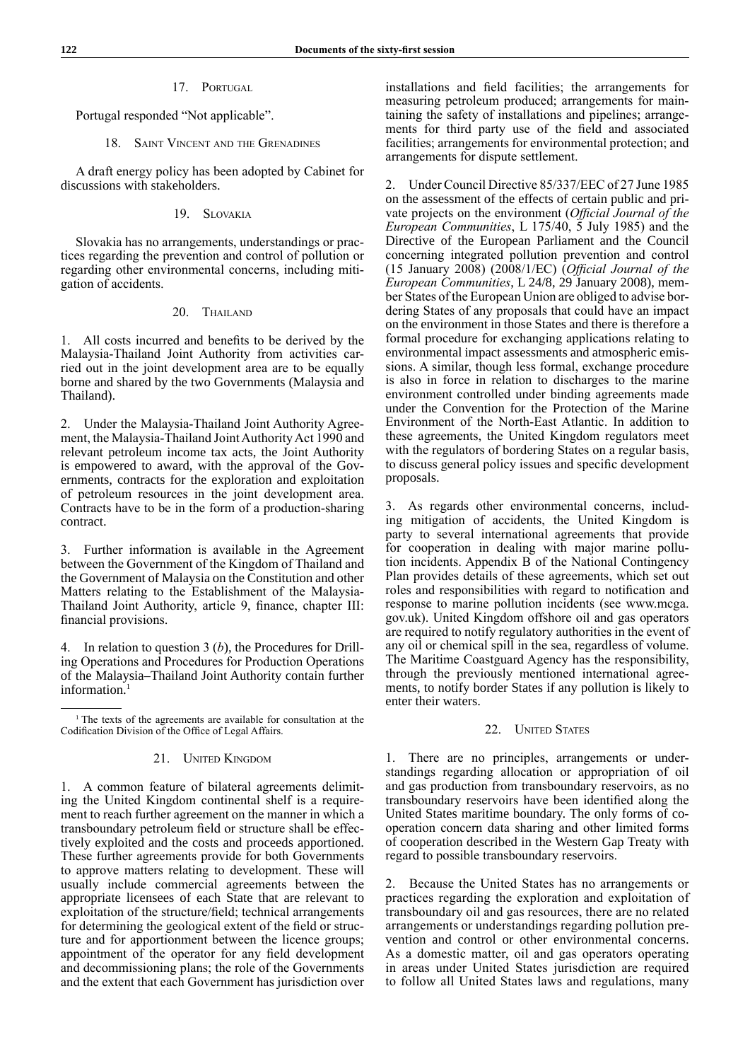### 17. Portugal

Portugal responded "Not applicable".

### 18. Saint Vincent and the Grenadines

A draft energy policy has been adopted by Cabinet for discussions with stakeholders.

### 19. Slovakia

Slovakia has no arrangements, understandings or practices regarding the prevention and control of pollution or regarding other environmental concerns, including mitigation of accidents.

### 20. Thailand

1. All costs incurred and benefits to be derived by the Malaysia-Thailand Joint Authority from activities carried out in the joint development area are to be equally borne and shared by the two Governments (Malaysia and Thailand).

2. Under the Malaysia-Thailand Joint Authority Agreement, the Malaysia-Thailand Joint Authority Act 1990 and relevant petroleum income tax acts, the Joint Authority is empowered to award, with the approval of the Governments, contracts for the exploration and exploitation of petroleum resources in the joint development area. Contracts have to be in the form of a production-sharing contract.

3. Further information is available in the Agreement between the Government of the Kingdom of Thailand and the Government of Malaysia on the Constitution and other Matters relating to the Establishment of the Malaysia-Thailand Joint Authority, article 9, finance, chapter III: financial provisions.

4. In relation to question 3 (*b*), the Procedures for Drilling Operations and Procedures for Production Operations of the Malaysia–Thailand Joint Authority contain further information.[1]

[1] The texts of the agreements are available for consultation at the Codification Division of the Office of Legal Affairs.

### 21. United Kingdom

1. A common feature of bilateral agreements delimiting the United Kingdom continental shelf is a requirement to reach further agreement on the manner in which a transboundary petroleum field or structure shall be effectively exploited and the costs and proceeds apportioned. These further agreements provide for both Governments to approve matters relating to development. These will usually include commercial agreements between the appropriate licensees of each State that are relevant to exploitation of the structure/field; technical arrangements for determining the geological extent of the field or structure and for apportionment between the licence groups; appointment of the operator for any field development and decommissioning plans; the role of the Governments and the extent that each Government has jurisdiction over installations and field facilities; the arrangements for measuring petroleum produced; arrangements for maintaining the safety of installations and pipelines; arrangements for third party use of the field and associated facilities; arrangements for environmental protection; and arrangements for dispute settlement.

2. Under Council Directive 85/337/EEC of 27 June 1985 on the assessment of the effects of certain public and private projects on the environment (*Official Journal of the European Communities*, L 175/40, 5 July 1985) and the Directive of the European Parliament and the Council concerning integrated pollution prevention and control (15 January 2008) (2008/1/EC) (*Official Journal of the European Communities*, L 24/8, 29 January 2008), member States of the European Union are obliged to advise bordering States of any proposals that could have an impact on the environment in those States and there is therefore a formal procedure for exchanging applications relating to environmental impact assessments and atmospheric emissions. A similar, though less formal, exchange procedure is also in force in relation to discharges to the marine environment controlled under binding agreements made under the Convention for the Protection of the Marine Environment of the North-East Atlantic. In addition to these agreements, the United Kingdom regulators meet with the regulators of bordering States on a regular basis, to discuss general policy issues and specific development proposals.

3. As regards other environmental concerns, including mitigation of accidents, the United Kingdom is party to several international agreements that provide for cooperation in dealing with major marine pollution incidents. Appendix B of the National Contingency Plan provides details of these agreements, which set out roles and responsibilities with regard to notification and response to marine pollution incidents (see www.mcga.gov.uk). United Kingdom offshore oil and gas operators are required to notify regulatory authorities in the event of any oil or chemical spill in the sea, regardless of volume. The Maritime Coastguard Agency has the responsibility, through the previously mentioned international agreements, to notify border States if any pollution is likely to enter their waters.

### 22. United States

1. There are no principles, arrangements or understandings regarding allocation or appropriation of oil and gas production from transboundary reservoirs, as no transboundary reservoirs have been identified along the United States maritime boundary. The only forms of cooperation concern data sharing and other limited forms of cooperation described in the Western Gap Treaty with regard to possible transboundary reservoirs.

2. Because the United States has no arrangements or practices regarding the exploration and exploitation of transboundary oil and gas resources, there are no related arrangements or understandings regarding pollution prevention and control or other environmental concerns. As a domestic matter, oil and gas operators operating in areas under United States jurisdiction are required to follow all United States laws and regulations, many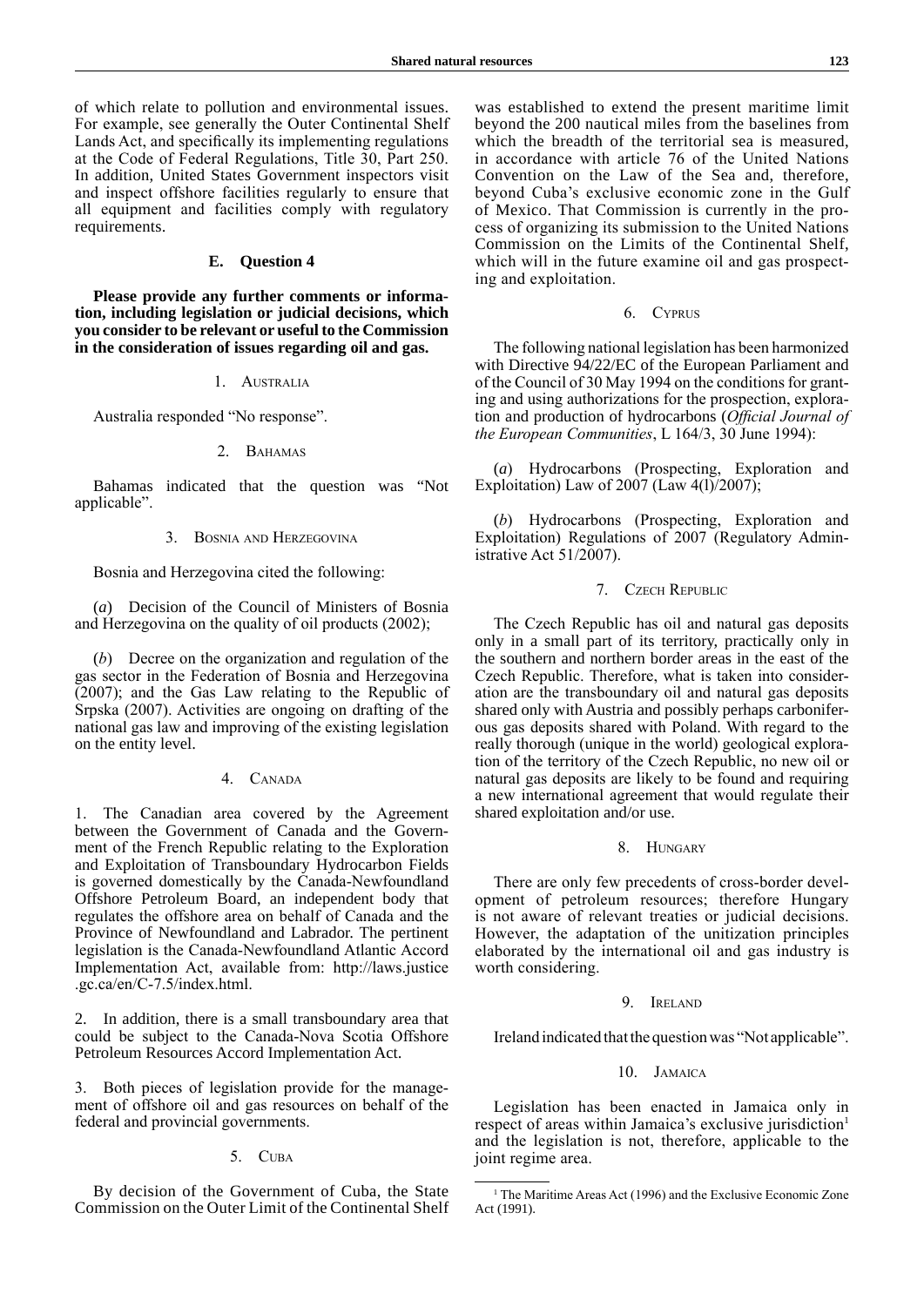of which relate to pollution and environmental issues. For example, see generally the Outer Continental Shelf Lands Act, and specifically its implementing regulations at the Code of Federal Regulations, Title 30, Part 250. In addition, United States Government inspectors visit and inspect offshore facilities regularly to ensure that all equipment and facilities comply with regulatory requirements.

## E. Question 4

**Please provide any further comments or information, including legislation or judicial decisions, which you consider to be relevant or useful to the Commission in the consideration of issues regarding oil and gas.**

### 1. Australia

Australia responded "No response".

### 2. Bahamas

Bahamas indicated that the question was "Not applicable".

### 3. Bosnia and Herzegovina

Bosnia and Herzegovina cited the following:

(*a*) Decision of the Council of Ministers of Bosnia and Herzegovina on the quality of oil products (2002);

(*b*) Decree on the organization and regulation of the gas sector in the Federation of Bosnia and Herzegovina (2007); and the Gas Law relating to the Republic of Srpska (2007). Activities are ongoing on drafting of the national gas law and improving of the existing legislation on the entity level.

### 4. Canada

1. The Canadian area covered by the Agreement between the Government of Canada and the Government of the French Republic relating to the Exploration and Exploitation of Transboundary Hydrocarbon Fields is governed domestically by the Canada-Newfoundland Offshore Petroleum Board, an independent body that regulates the offshore area on behalf of Canada and the Province of Newfoundland and Labrador. The pertinent legislation is the Canada-Newfoundland Atlantic Accord Implementation Act, available from: http://laws.justice.gc.ca/en/C-7.5/index.html.

2. In addition, there is a small transboundary area that could be subject to the Canada-Nova Scotia Offshore Petroleum Resources Accord Implementation Act.

3. Both pieces of legislation provide for the management of offshore oil and gas resources on behalf of the federal and provincial governments.

### 5. Cuba

By decision of the Government of Cuba, the State Commission on the Outer Limit of the Continental Shelf was established to extend the present maritime limit beyond the 200 nautical miles from the baselines from which the breadth of the territorial sea is measured, in accordance with article 76 of the United Nations Convention on the Law of the Sea and, therefore, beyond Cuba's exclusive economic zone in the Gulf of Mexico. That Commission is currently in the process of organizing its submission to the United Nations Commission on the Limits of the Continental Shelf, which will in the future examine oil and gas prospecting and exploitation.

### 6. Cyprus

The following national legislation has been harmonized with Directive 94/22/EC of the European Parliament and of the Council of 30 May 1994 on the conditions for granting and using authorizations for the prospection, exploration and production of hydrocarbons (*Official Journal of the European Communities*, L 164/3, 30 June 1994):

(*a*) Hydrocarbons (Prospecting, Exploration and Exploitation) Law of 2007 (Law 4(l)/2007);

(*b*) Hydrocarbons (Prospecting, Exploration and Exploitation) Regulations of 2007 (Regulatory Administrative Act 51/2007).

### 7. Czech Republic

The Czech Republic has oil and natural gas deposits only in a small part of its territory, practically only in the southern and northern border areas in the east of the Czech Republic. Therefore, what is taken into consideration are the transboundary oil and natural gas deposits shared only with Austria and possibly perhaps carboniferous gas deposits shared with Poland. With regard to the really thorough (unique in the world) geological exploration of the territory of the Czech Republic, no new oil or natural gas deposits are likely to be found and requiring a new international agreement that would regulate their shared exploitation and/or use.

### 8. Hungary

There are only few precedents of cross-border development of petroleum resources; therefore Hungary is not aware of relevant treaties or judicial decisions. However, the adaptation of the unitization principles elaborated by the international oil and gas industry is worth considering.

### 9. Ireland

Ireland indicated that the question was "Not applicable".

### 10. Jamaica

Legislation has been enacted in Jamaica only in respect of areas within Jamaica's exclusive jurisdiction[1] and the legislation is not, therefore, applicable to the joint regime area.

[1] The Maritime Areas Act (1996) and the Exclusive Economic Zone Act (1991).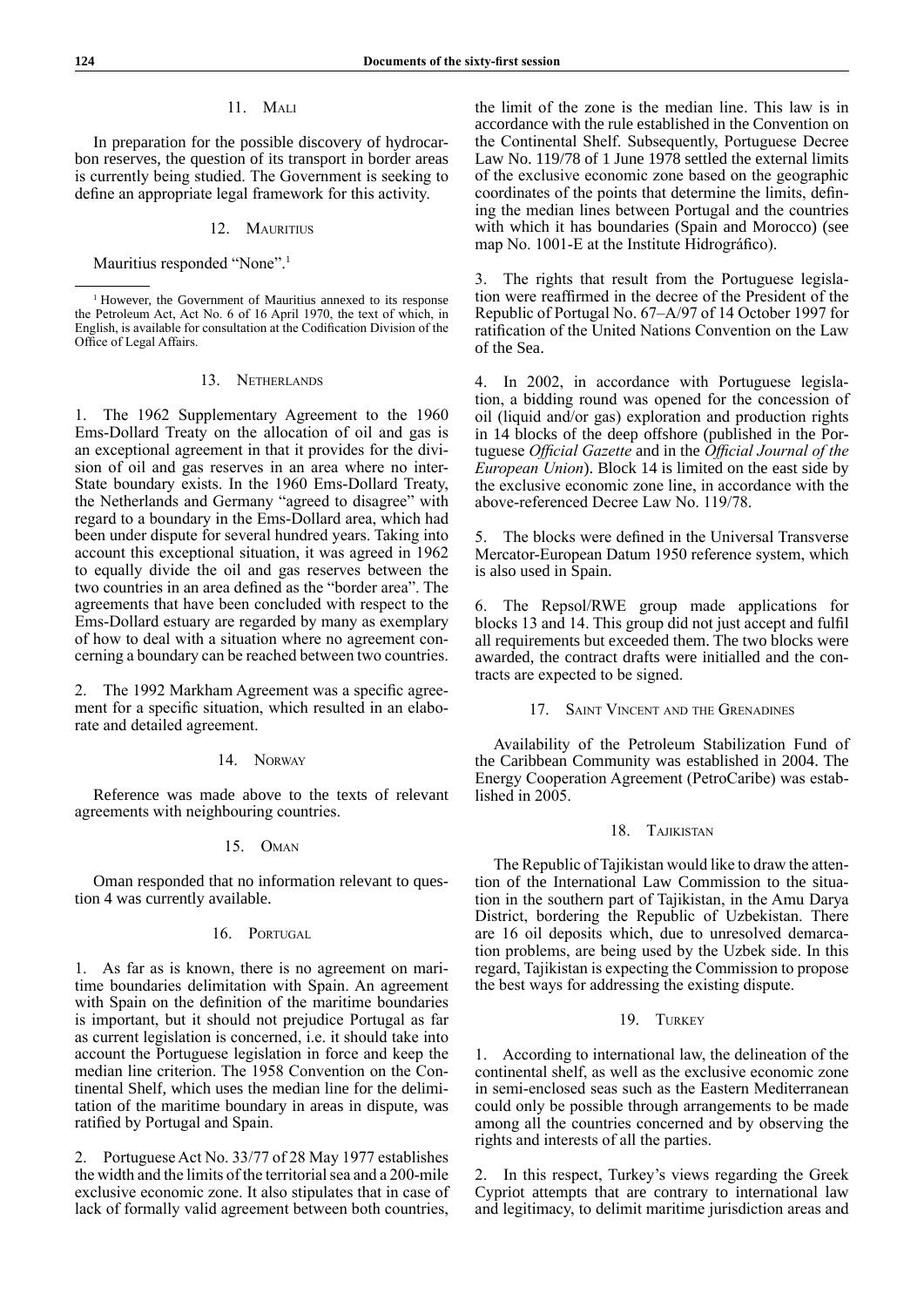### 11. Mali

In preparation for the possible discovery of hydrocarbon reserves, the question of its transport in border areas is currently being studied. The Government is seeking to define an appropriate legal framework for this activity.

### 12. Mauritius

Mauritius responded "None".[1]

[1] However, the Government of Mauritius annexed to its response the Petroleum Act, Act No. 6 of 16 April 1970, the text of which, in English, is available for consultation at the Codification Division of the Office of Legal Affairs.

### 13. Netherlands

1. The 1962 Supplementary Agreement to the 1960 Ems-Dollard Treaty on the allocation of oil and gas is an exceptional agreement in that it provides for the division of oil and gas reserves in an area where no inter-State boundary exists. In the 1960 Ems-Dollard Treaty, the Netherlands and Germany "agreed to disagree" with regard to a boundary in the Ems-Dollard area, which had been under dispute for several hundred years. Taking into account this exceptional situation, it was agreed in 1962 to equally divide the oil and gas reserves between the two countries in an area defined as the "border area". The agreements that have been concluded with respect to the Ems-Dollard estuary are regarded by many as exemplary of how to deal with a situation where no agreement concerning a boundary can be reached between two countries.

2. The 1992 Markham Agreement was a specific agreement for a specific situation, which resulted in an elaborate and detailed agreement.

### 14. Norway

Reference was made above to the texts of relevant agreements with neighbouring countries.

### 15. Oman

Oman responded that no information relevant to question 4 was currently available.

### 16. Portugal

1. As far as is known, there is no agreement on maritime boundaries delimitation with Spain. An agreement with Spain on the definition of the maritime boundaries is important, but it should not prejudice Portugal as far as current legislation is concerned, i.e. it should take into account the Portuguese legislation in force and keep the median line criterion. The 1958 Convention on the Continental Shelf, which uses the median line for the delimitation of the maritime boundary in areas in dispute, was ratified by Portugal and Spain.

2. Portuguese Act No. 33/77 of 28 May 1977 establishes the width and the limits of the territorial sea and a 200-mile exclusive economic zone. It also stipulates that in case of lack of formally valid agreement between both countries, the limit of the zone is the median line. This law is in accordance with the rule established in the Convention on the Continental Shelf. Subsequently, Portuguese Decree Law No. 119/78 of 1 June 1978 settled the external limits of the exclusive economic zone based on the geographic coordinates of the points that determine the limits, defining the median lines between Portugal and the countries with which it has boundaries (Spain and Morocco) (see map No. 1001-E at the Institute Hidrográfico).

3. The rights that result from the Portuguese legislation were reaffirmed in the decree of the President of the Republic of Portugal No. 67–A/97 of 14 October 1997 for ratification of the United Nations Convention on the Law of the Sea.

4. In 2002, in accordance with Portuguese legislation, a bidding round was opened for the concession of oil (liquid and/or gas) exploration and production rights in 14 blocks of the deep offshore (published in the Portuguese *Official Gazette* and in the *Official Journal of the European Union*). Block 14 is limited on the east side by the exclusive economic zone line, in accordance with the above-referenced Decree Law No. 119/78.

5. The blocks were defined in the Universal Transverse Mercator-European Datum 1950 reference system, which is also used in Spain.

6. The Repsol/RWE group made applications for blocks 13 and 14. This group did not just accept and fulfil all requirements but exceeded them. The two blocks were awarded, the contract drafts were initialled and the contracts are expected to be signed.

### 17. Saint Vincent and the Grenadines

Availability of the Petroleum Stabilization Fund of the Caribbean Community was established in 2004. The Energy Cooperation Agreement (PetroCaribe) was established in 2005.

### 18. Tajikistan

The Republic of Tajikistan would like to draw the attention of the International Law Commission to the situation in the southern part of Tajikistan, in the Amu Darya District, bordering the Republic of Uzbekistan. There are 16 oil deposits which, due to unresolved demarcation problems, are being used by the Uzbek side. In this regard, Tajikistan is expecting the Commission to propose the best ways for addressing the existing dispute.

### 19. Turkey

1. According to international law, the delineation of the continental shelf, as well as the exclusive economic zone in semi-enclosed seas such as the Eastern Mediterranean could only be possible through arrangements to be made among all the countries concerned and by observing the rights and interests of all the parties.

2. In this respect, Turkey's views regarding the Greek Cypriot attempts that are contrary to international law and legitimacy, to delimit maritime jurisdiction areas and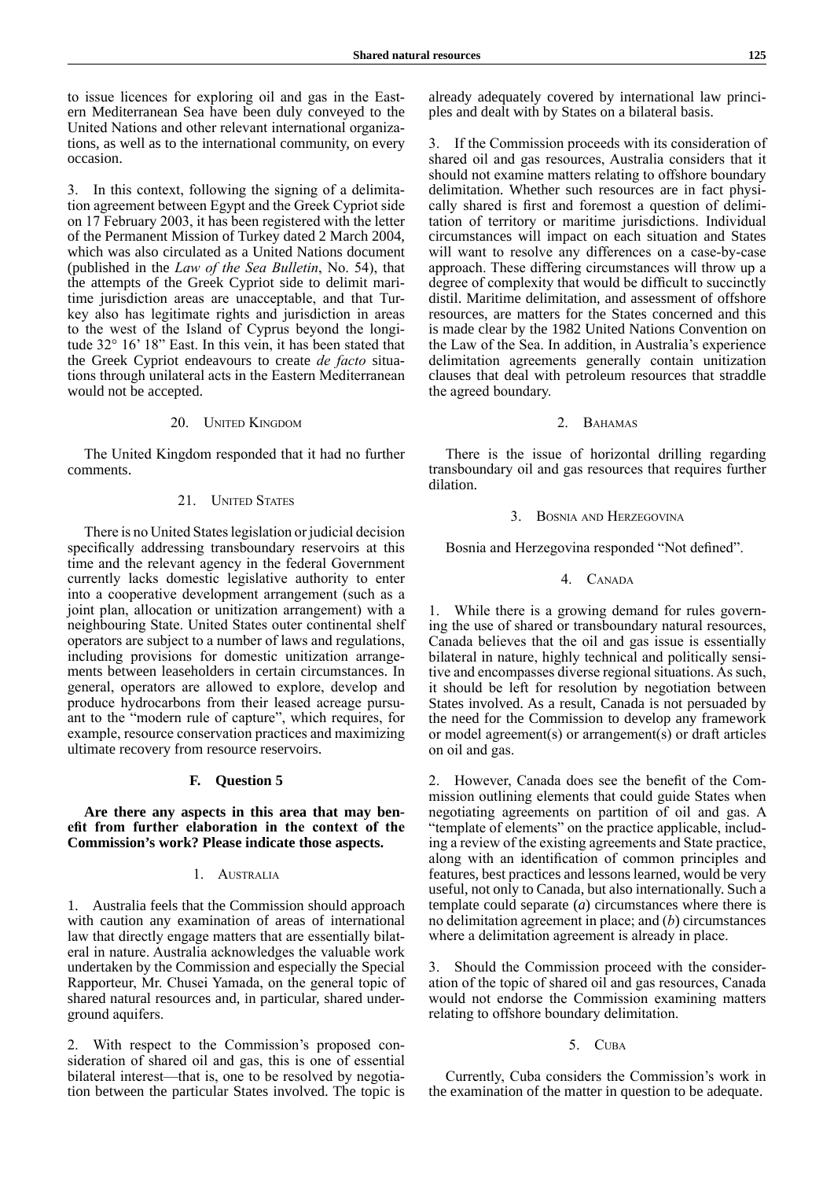to issue licences for exploring oil and gas in the Eastern Mediterranean Sea have been duly conveyed to the United Nations and other relevant international organizations, as well as to the international community, on every occasion.

3. In this context, following the signing of a delimitation agreement between Egypt and the Greek Cypriot side on 17 February 2003, it has been registered with the letter of the Permanent Mission of Turkey dated 2 March 2004, which was also circulated as a United Nations document (published in the *Law of the Sea Bulletin*, No. 54), that the attempts of the Greek Cypriot side to delimit maritime jurisdiction areas are unacceptable, and that Turkey also has legitimate rights and jurisdiction in areas to the west of the Island of Cyprus beyond the longitude 32° 16' 18" East. In this vein, it has been stated that the Greek Cypriot endeavours to create *de facto* situations through unilateral acts in the Eastern Mediterranean would not be accepted.

#### 20. United Kingdom

The United Kingdom responded that it had no further comments.

#### 21. United States

There is no United States legislation or judicial decision specifically addressing transboundary reservoirs at this time and the relevant agency in the federal Government currently lacks domestic legislative authority to enter into a cooperative development arrangement (such as a joint plan, allocation or unitization arrangement) with a neighbouring State. United States outer continental shelf operators are subject to a number of laws and regulations, including provisions for domestic unitization arrangements between leaseholders in certain circumstances. In general, operators are allowed to explore, develop and produce hydrocarbons from their leased acreage pursuant to the "modern rule of capture", which requires, for example, resource conservation practices and maximizing ultimate recovery from resource reservoirs.

### F. Question 5

**Are there any aspects in this area that may benefit from further elaboration in the context of the Commission's work? Please indicate those aspects.**

#### 1. Australia

1. Australia feels that the Commission should approach with caution any examination of areas of international law that directly engage matters that are essentially bilateral in nature. Australia acknowledges the valuable work undertaken by the Commission and especially the Special Rapporteur, Mr. Chusei Yamada, on the general topic of shared natural resources and, in particular, shared underground aquifers.

2. With respect to the Commission's proposed consideration of shared oil and gas, this is one of essential bilateral interest—that is, one to be resolved by negotiation between the particular States involved. The topic is already adequately covered by international law principles and dealt with by States on a bilateral basis.

3. If the Commission proceeds with its consideration of shared oil and gas resources, Australia considers that it should not examine matters relating to offshore boundary delimitation. Whether such resources are in fact physically shared is first and foremost a question of delimitation of territory or maritime jurisdictions. Individual circumstances will impact on each situation and States will want to resolve any differences on a case-by-case approach. These differing circumstances will throw up a degree of complexity that would be difficult to succinctly distil. Maritime delimitation, and assessment of offshore resources, are matters for the States concerned and this is made clear by the 1982 United Nations Convention on the Law of the Sea. In addition, in Australia's experience delimitation agreements generally contain unitization clauses that deal with petroleum resources that straddle the agreed boundary.

#### 2. Bahamas

There is the issue of horizontal drilling regarding transboundary oil and gas resources that requires further dilation.

#### 3. Bosnia and Herzegovina

Bosnia and Herzegovina responded "Not defined".

#### 4. Canada

1. While there is a growing demand for rules governing the use of shared or transboundary natural resources, Canada believes that the oil and gas issue is essentially bilateral in nature, highly technical and politically sensitive and encompasses diverse regional situations. As such, it should be left for resolution by negotiation between States involved. As a result, Canada is not persuaded by the need for the Commission to develop any framework or model agreement(s) or arrangement(s) or draft articles on oil and gas.

2. However, Canada does see the benefit of the Commission outlining elements that could guide States when negotiating agreements on partition of oil and gas. A "template of elements" on the practice applicable, including a review of the existing agreements and State practice, along with an identification of common principles and features, best practices and lessons learned, would be very useful, not only to Canada, but also internationally. Such a template could separate (*a*) circumstances where there is no delimitation agreement in place; and (*b*) circumstances where a delimitation agreement is already in place.

3. Should the Commission proceed with the consideration of the topic of shared oil and gas resources, Canada would not endorse the Commission examining matters relating to offshore boundary delimitation.

#### 5. Cuba

Currently, Cuba considers the Commission's work in the examination of the matter in question to be adequate.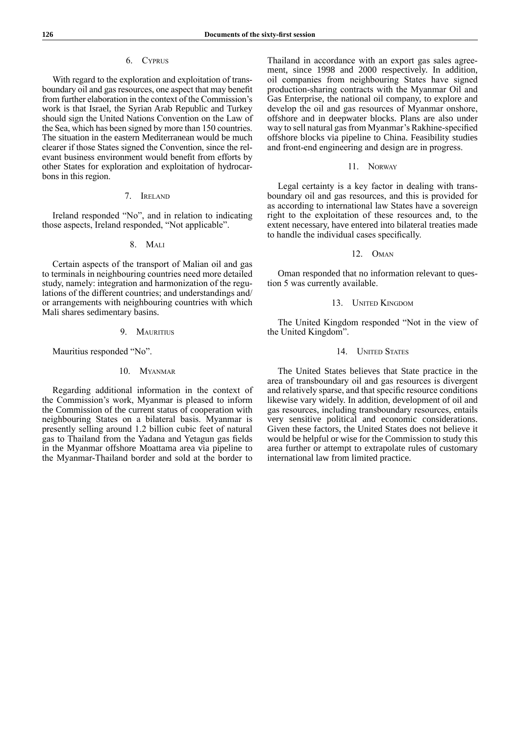### 6. Cyprus

With regard to the exploration and exploitation of transboundary oil and gas resources, one aspect that may benefit from further elaboration in the context of the Commission's work is that Israel, the Syrian Arab Republic and Turkey should sign the United Nations Convention on the Law of the Sea, which has been signed by more than 150 countries. The situation in the eastern Mediterranean would be much clearer if those States signed the Convention, since the relevant business environment would benefit from efforts by other States for exploration and exploitation of hydrocarbons in this region.

### 7. Ireland

Ireland responded "No", and in relation to indicating those aspects, Ireland responded, "Not applicable".

### 8. Mali

Certain aspects of the transport of Malian oil and gas to terminals in neighbouring countries need more detailed study, namely: integration and harmonization of the regulations of the different countries; and understandings and/or arrangements with neighbouring countries with which Mali shares sedimentary basins.

### 9. Mauritius

Mauritius responded "No".

### 10. Myanmar

Regarding additional information in the context of the Commission's work, Myanmar is pleased to inform the Commission of the current status of cooperation with neighbouring States on a bilateral basis. Myanmar is presently selling around 1.2 billion cubic feet of natural gas to Thailand from the Yadana and Yetagun gas fields in the Myanmar offshore Moattama area via pipeline to the Myanmar-Thailand border and sold at the border to Thailand in accordance with an export gas sales agreement, since 1998 and 2000 respectively. In addition, oil companies from neighbouring States have signed production-sharing contracts with the Myanmar Oil and Gas Enterprise, the national oil company, to explore and develop the oil and gas resources of Myanmar onshore, offshore and in deepwater blocks. Plans are also under way to sell natural gas from Myanmar's Rakhine-specified offshore blocks via pipeline to China. Feasibility studies and front-end engineering and design are in progress.

### 11. Norway

Legal certainty is a key factor in dealing with transboundary oil and gas resources, and this is provided for as according to international law States have a sovereign right to the exploitation of these resources and, to the extent necessary, have entered into bilateral treaties made to handle the individual cases specifically.

### 12. Oman

Oman responded that no information relevant to question 5 was currently available.

### 13. United Kingdom

The United Kingdom responded "Not in the view of the United Kingdom".

### 14. United States

The United States believes that State practice in the area of transboundary oil and gas resources is divergent and relatively sparse, and that specific resource conditions likewise vary widely. In addition, development of oil and gas resources, including transboundary resources, entails very sensitive political and economic considerations. Given these factors, the United States does not believe it would be helpful or wise for the Commission to study this area further or attempt to extrapolate rules of customary international law from limited practice.